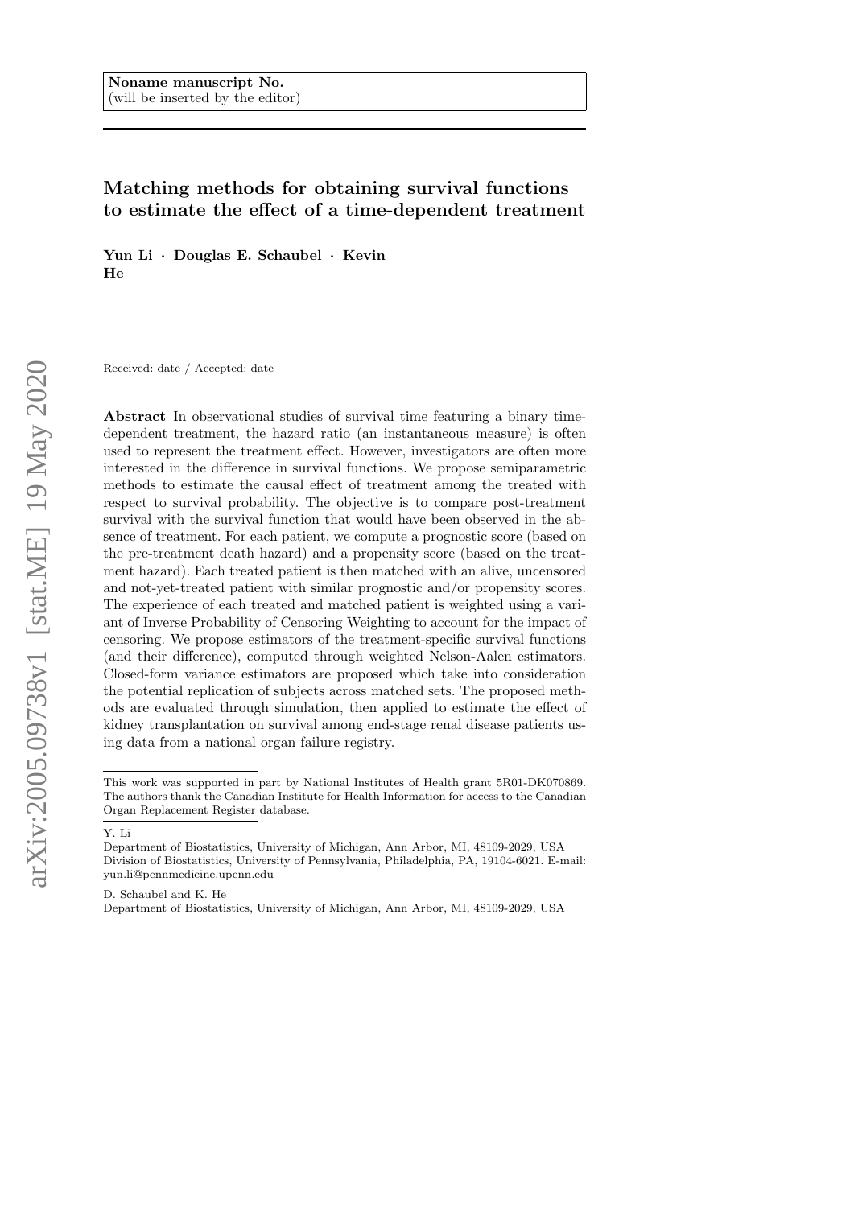Noname manuscript No.
(will be inserted by the editor)

# Matching methods for obtaining survival functions to estimate the effect of a time-dependent treatment

**Yun Li · Douglas E. Schaubel · Kevin He**

Received: date / Accepted: date

**Abstract** In observational studies of survival time featuring a binary time-dependent treatment, the hazard ratio (an instantaneous measure) is often used to represent the treatment effect. However, investigators are often more interested in the difference in survival functions. We propose semiparametric methods to estimate the causal effect of treatment among the treated with respect to survival probability. The objective is to compare post-treatment survival with the survival function that would have been observed in the absence of treatment. For each patient, we compute a prognostic score (based on the pre-treatment death hazard) and a propensity score (based on the treatment hazard). Each treated patient is then matched with an alive, uncensored and not-yet-treated patient with similar prognostic and/or propensity scores. The experience of each treated and matched patient is weighted using a variant of Inverse Probability of Censoring Weighting to account for the impact of censoring. We propose estimators of the treatment-specific survival functions (and their difference), computed through weighted Nelson-Aalen estimators. Closed-form variance estimators are proposed which take into consideration the potential replication of subjects across matched sets. The proposed methods are evaluated through simulation, then applied to estimate the effect of kidney transplantation on survival among end-stage renal disease patients using data from a national organ failure registry.

This work was supported in part by National Institutes of Health grant 5R01-DK070869. The authors thank the Canadian Institute for Health Information for access to the Canadian Organ Replacement Register database.

Y. Li
Department of Biostatistics, University of Michigan, Ann Arbor, MI, 48109-2029, USA
Division of Biostatistics, University of Pennsylvania, Philadelphia, PA, 19104-6021. E-mail: yun.li@pennmedicine.upenn.edu

D. Schaubel and K. He
Department of Biostatistics, University of Michigan, Ann Arbor, MI, 48109-2029, USA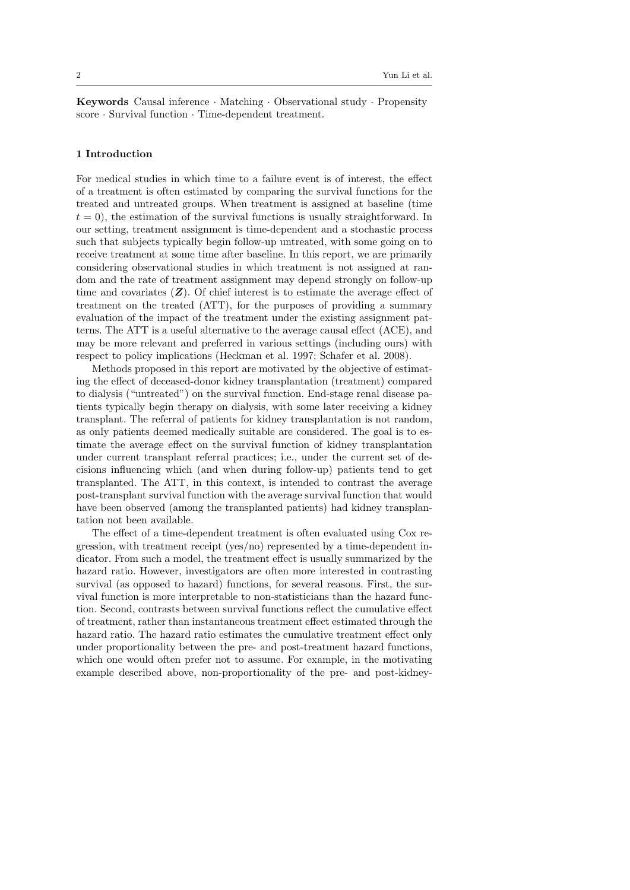**Keywords** Causal inference · Matching · Observational study · Propensity score · Survival function · Time-dependent treatment.

## 1 Introduction

For medical studies in which time to a failure event is of interest, the effect of a treatment is often estimated by comparing the survival functions for the treated and untreated groups. When treatment is assigned at baseline (time $t = 0$), the estimation of the survival functions is usually straightforward. In our setting, treatment assignment is time-dependent and a stochastic process such that subjects typically begin follow-up untreated, with some going on to receive treatment at some time after baseline. In this report, we are primarily considering observational studies in which treatment is not assigned at random and the rate of treatment assignment may depend strongly on follow-up time and covariates ($\boldsymbol{Z}$). Of chief interest is to estimate the average effect of treatment on the treated (ATT), for the purposes of providing a summary evaluation of the impact of the treatment under the existing assignment patterns. The ATT is a useful alternative to the average causal effect (ACE), and may be more relevant and preferred in various settings (including ours) with respect to policy implications (Heckman et al. 1997; Schafer et al. 2008).

Methods proposed in this report are motivated by the objective of estimating the effect of deceased-donor kidney transplantation (treatment) compared to dialysis ("untreated") on the survival function. End-stage renal disease patients typically begin therapy on dialysis, with some later receiving a kidney transplant. The referral of patients for kidney transplantation is not random, as only patients deemed medically suitable are considered. The goal is to estimate the average effect on the survival function of kidney transplantation under current transplant referral practices; i.e., under the current set of decisions influencing which (and when during follow-up) patients tend to get transplanted. The ATT, in this context, is intended to contrast the average post-transplant survival function with the average survival function that would have been observed (among the transplanted patients) had kidney transplantation not been available.

The effect of a time-dependent treatment is often evaluated using Cox regression, with treatment receipt (yes/no) represented by a time-dependent indicator. From such a model, the treatment effect is usually summarized by the hazard ratio. However, investigators are often more interested in contrasting survival (as opposed to hazard) functions, for several reasons. First, the survival function is more interpretable to non-statisticians than the hazard function. Second, contrasts between survival functions reflect the cumulative effect of treatment, rather than instantaneous treatment effect estimated through the hazard ratio. The hazard ratio estimates the cumulative treatment effect only under proportionality between the pre- and post-treatment hazard functions, which one would often prefer not to assume. For example, in the motivating example described above, non-proportionality of the pre- and post-kidney-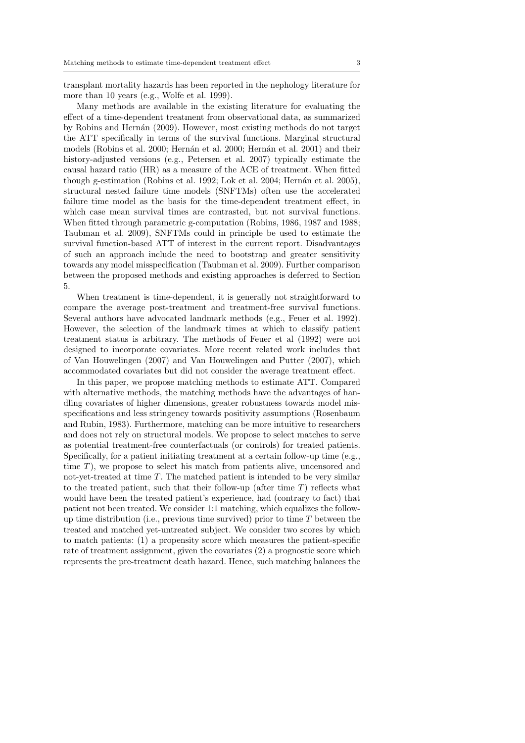transplant mortality hazards has been reported in the nephology literature for more than 10 years (e.g., Wolfe et al. 1999).

Many methods are available in the existing literature for evaluating the effect of a time-dependent treatment from observational data, as summarized by Robins and Hernán (2009). However, most existing methods do not target the ATT specifically in terms of the survival functions. Marginal structural models (Robins et al. 2000; Hernán et al. 2000; Hernán et al. 2001) and their history-adjusted versions (e.g., Petersen et al. 2007) typically estimate the causal hazard ratio (HR) as a measure of the ACE of treatment. When fitted though g-estimation (Robins et al. 1992; Lok et al. 2004; Hernán et al. 2005), structural nested failure time models (SNFTMs) often use the accelerated failure time model as the basis for the time-dependent treatment effect, in which case mean survival times are contrasted, but not survival functions. When fitted through parametric g-computation (Robins, 1986, 1987 and 1988; Taubman et al. 2009), SNFTMs could in principle be used to estimate the survival function-based ATT of interest in the current report. Disadvantages of such an approach include the need to bootstrap and greater sensitivity towards any model misspecification (Taubman et al. 2009). Further comparison between the proposed methods and existing approaches is deferred to Section 5.

When treatment is time-dependent, it is generally not straightforward to compare the average post-treatment and treatment-free survival functions. Several authors have advocated landmark methods (e.g., Feuer et al. 1992). However, the selection of the landmark times at which to classify patient treatment status is arbitrary. The methods of Feuer et al (1992) were not designed to incorporate covariates. More recent related work includes that of Van Houwelingen (2007) and Van Houwelingen and Putter (2007), which accommodated covariates but did not consider the average treatment effect.

In this paper, we propose matching methods to estimate ATT. Compared with alternative methods, the matching methods have the advantages of handling covariates of higher dimensions, greater robustness towards model misspecifications and less stringency towards positivity assumptions (Rosenbaum and Rubin, 1983). Furthermore, matching can be more intuitive to researchers and does not rely on structural models. We propose to select matches to serve as potential treatment-free counterfactuals (or controls) for treated patients. Specifically, for a patient initiating treatment at a certain follow-up time (e.g., time $T$), we propose to select his match from patients alive, uncensored and not-yet-treated at time $T$. The matched patient is intended to be very similar to the treated patient, such that their follow-up (after time $T$) reflects what would have been the treated patient's experience, had (contrary to fact) that patient not been treated. We consider 1:1 matching, which equalizes the follow-up time distribution (i.e., previous time survived) prior to time $T$ between the treated and matched yet-untreated subject. We consider two scores by which to match patients: (1) a propensity score which measures the patient-specific rate of treatment assignment, given the covariates (2) a prognostic score which represents the pre-treatment death hazard. Hence, such matching balances the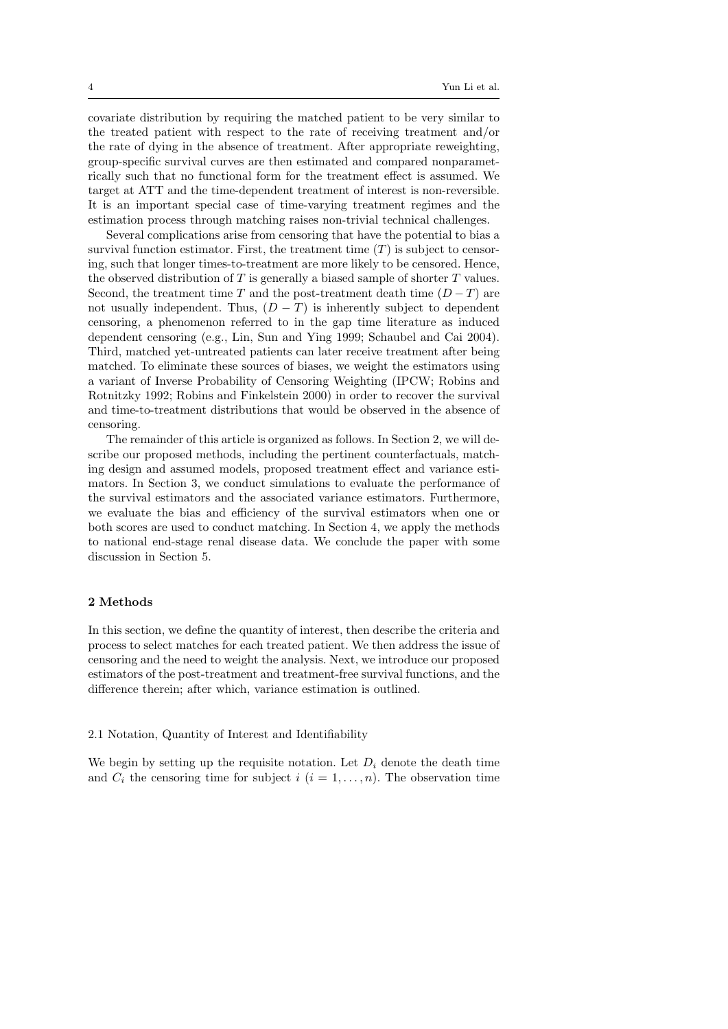covariate distribution by requiring the matched patient to be very similar to the treated patient with respect to the rate of receiving treatment and/or the rate of dying in the absence of treatment. After appropriate reweighting, group-specific survival curves are then estimated and compared nonparametrically such that no functional form for the treatment effect is assumed. We target at ATT and the time-dependent treatment of interest is non-reversible. It is an important special case of time-varying treatment regimes and the estimation process through matching raises non-trivial technical challenges.

Several complications arise from censoring that have the potential to bias a survival function estimator. First, the treatment time ($T$) is subject to censoring, such that longer times-to-treatment are more likely to be censored. Hence, the observed distribution of $T$ is generally a biased sample of shorter $T$ values. Second, the treatment time $T$ and the post-treatment death time $(D-T)$ are not usually independent. Thus, $(D-T)$ is inherently subject to dependent censoring, a phenomenon referred to in the gap time literature as induced dependent censoring (e.g., Lin, Sun and Ying 1999; Schaubel and Cai 2004). Third, matched yet-untreated patients can later receive treatment after being matched. To eliminate these sources of biases, we weight the estimators using a variant of Inverse Probability of Censoring Weighting (IPCW; Robins and Rotnitzky 1992; Robins and Finkelstein 2000) in order to recover the survival and time-to-treatment distributions that would be observed in the absence of censoring.

The remainder of this article is organized as follows. In Section 2, we will describe our proposed methods, including the pertinent counterfactuals, matching design and assumed models, proposed treatment effect and variance estimators. In Section 3, we conduct simulations to evaluate the performance of the survival estimators and the associated variance estimators. Furthermore, we evaluate the bias and efficiency of the survival estimators when one or both scores are used to conduct matching. In Section 4, we apply the methods to national end-stage renal disease data. We conclude the paper with some discussion in Section 5.

## 2 Methods

In this section, we define the quantity of interest, then describe the criteria and process to select matches for each treated patient. We then address the issue of censoring and the need to weight the analysis. Next, we introduce our proposed estimators of the post-treatment and treatment-free survival functions, and the difference therein; after which, variance estimation is outlined.

### 2.1 Notation, Quantity of Interest and Identifiability

We begin by setting up the requisite notation. Let $D_i$ denote the death time and $C_i$ the censoring time for subject $i$ $(i = 1, \ldots, n)$. The observation time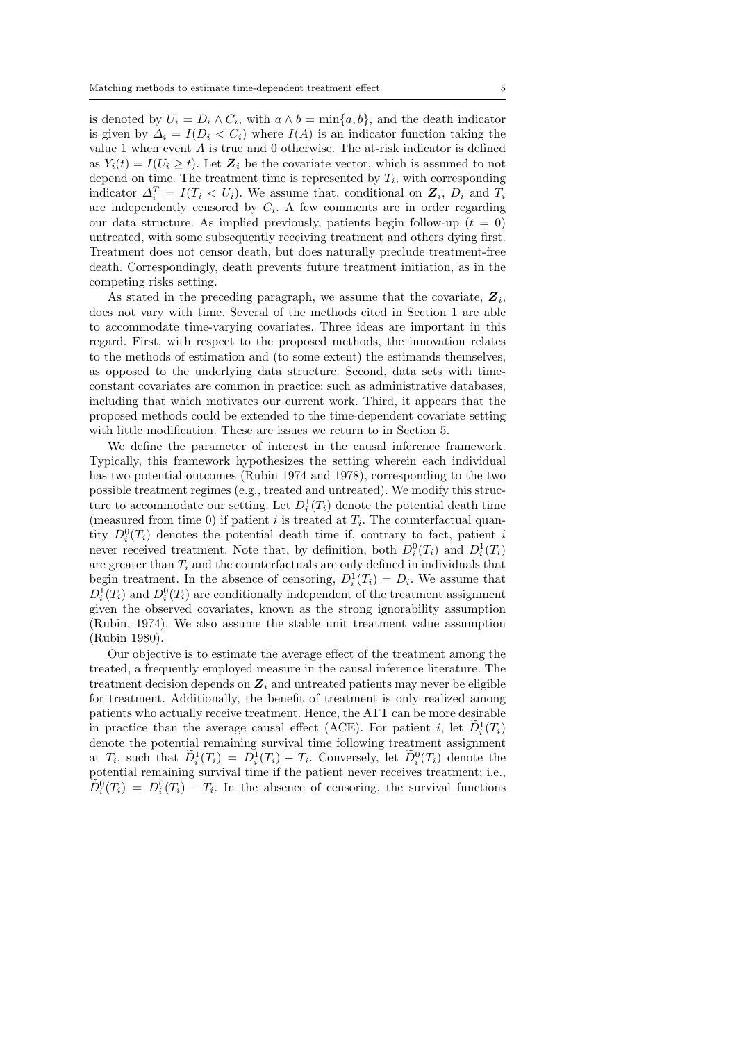is denoted by $U_i = D_i \wedge C_i$, with $a \wedge b = \min\{a, b\}$, and the death indicator is given by $\Delta_i = I(D_i < C_i)$ where $I(A)$ is an indicator function taking the value 1 when event $A$ is true and 0 otherwise. The at-risk indicator is defined as $Y_i(t) = I(U_i \geq t)$. Let $\boldsymbol{Z}_i$ be the covariate vector, which is assumed to not depend on time. The treatment time is represented by $T_i$, with corresponding indicator $\Delta_i^T = I(T_i < U_i)$. We assume that, conditional on $\boldsymbol{Z}_i$, $D_i$ and $T_i$ are independently censored by $C_i$. A few comments are in order regarding our data structure. As implied previously, patients begin follow-up ($t = 0$) untreated, with some subsequently receiving treatment and others dying first. Treatment does not censor death, but does naturally preclude treatment-free death. Correspondingly, death prevents future treatment initiation, as in the competing risks setting.

As stated in the preceding paragraph, we assume that the covariate, $\boldsymbol{Z}_i$, does not vary with time. Several of the methods cited in Section 1 are able to accommodate time-varying covariates. Three ideas are important in this regard. First, with respect to the proposed methods, the innovation relates to the methods of estimation and (to some extent) the estimands themselves, as opposed to the underlying data structure. Second, data sets with time-constant covariates are common in practice; such as administrative databases, including that which motivates our current work. Third, it appears that the proposed methods could be extended to the time-dependent covariate setting with little modification. These are issues we return to in Section 5.

We define the parameter of interest in the causal inference framework. Typically, this framework hypothesizes the setting wherein each individual has two potential outcomes (Rubin 1974 and 1978), corresponding to the two possible treatment regimes (e.g., treated and untreated). We modify this structure to accommodate our setting. Let $D_i^1(T_i)$ denote the potential death time (measured from time 0) if patient $i$ is treated at $T_i$. The counterfactual quantity $D_i^0(T_i)$ denotes the potential death time if, contrary to fact, patient $i$ never received treatment. Note that, by definition, both $D_i^0(T_i)$ and $D_i^1(T_i)$ are greater than $T_i$ and the counterfactuals are only defined in individuals that begin treatment. In the absence of censoring, $D_i^1(T_i) = D_i$. We assume that $D_i^1(T_i)$ and $D_i^0(T_i)$ are conditionally independent of the treatment assignment given the observed covariates, known as the strong ignorability assumption (Rubin, 1974). We also assume the stable unit treatment value assumption (Rubin 1980).

Our objective is to estimate the average effect of the treatment among the treated, a frequently employed measure in the causal inference literature. The treatment decision depends on $\boldsymbol{Z}_i$ and untreated patients may never be eligible for treatment. Additionally, the benefit of treatment is only realized among patients who actually receive treatment. Hence, the ATT can be more desirable in practice than the average causal effect (ACE). For patient $i$, let $\widetilde{D}_i^1(T_i)$ denote the potential remaining survival time following treatment assignment at $T_i$, such that $\widetilde{D}_i^1(T_i) = D_i^1(T_i) - T_i$. Conversely, let $\widetilde{D}_i^0(T_i)$ denote the potential remaining survival time if the patient never receives treatment; i.e., $\widetilde{D}_i^0(T_i) = D_i^0(T_i) - T_i$. In the absence of censoring, the survival functions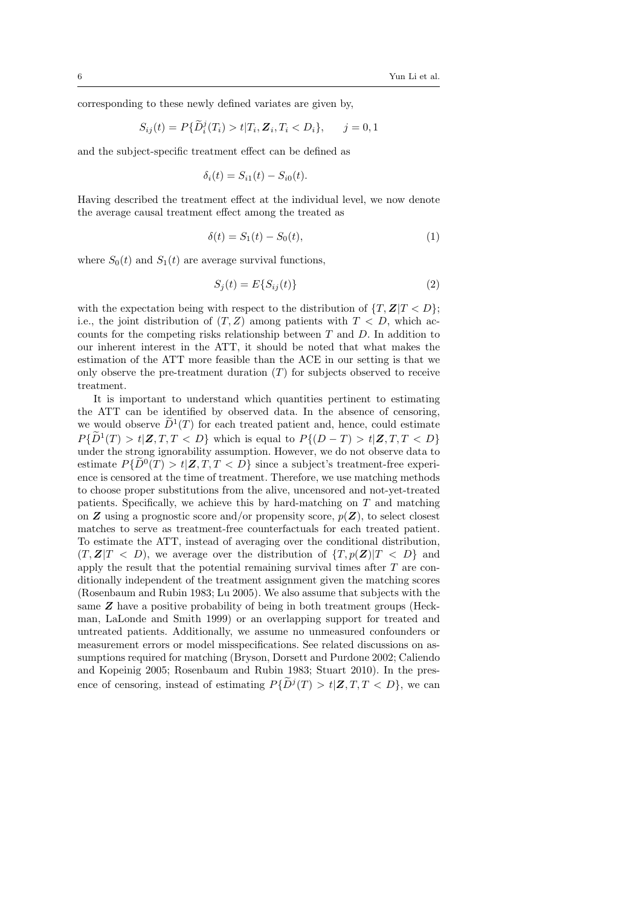corresponding to these newly defined variates are given by,

$$S_{ij}(t) = P\{\widetilde{D}_i^j(T_i) > t | T_i, \boldsymbol{Z}_i, T_i < D_i\}, \qquad j = 0, 1$$

and the subject-specific treatment effect can be defined as

$$\delta_i(t) = S_{i1}(t) - S_{i0}(t).$$

Having described the treatment effect at the individual level, we now denote the average causal treatment effect among the treated as

$$\delta(t) = S_1(t) - S_0(t), \tag{1}$$

where $S_0(t)$ and $S_1(t)$ are average survival functions,

$$S_j(t) = E\{S_{ij}(t)\} \tag{2}$$

with the expectation being with respect to the distribution of $\{T, \boldsymbol{Z} | T < D\}$; i.e., the joint distribution of $(T, Z)$ among patients with $T < D$, which accounts for the competing risks relationship between $T$ and $D$. In addition to our inherent interest in the ATT, it should be noted that what makes the estimation of the ATT more feasible than the ACE in our setting is that we only observe the pre-treatment duration $(T)$ for subjects observed to receive treatment.

It is important to understand which quantities pertinent to estimating the ATT can be identified by observed data. In the absence of censoring, we would observe $\widetilde{D}^1(T)$ for each treated patient and, hence, could estimate $P\{\widetilde{D}^1(T) > t | \boldsymbol{Z}, T, T < D\}$ which is equal to $P\{(D - T) > t | \boldsymbol{Z}, T, T < D\}$ under the strong ignorability assumption. However, we do not observe data to estimate $P\{\widetilde{D}^0(T) > t | \boldsymbol{Z}, T, T < D\}$ since a subject's treatment-free experience is censored at the time of treatment. Therefore, we use matching methods to choose proper substitutions from the alive, uncensored and not-yet-treated patients. Specifically, we achieve this by hard-matching on $T$ and matching on $\boldsymbol{Z}$ using a prognostic score and/or propensity score, $p(\boldsymbol{Z})$, to select closest matches to serve as treatment-free counterfactuals for each treated patient. To estimate the ATT, instead of averaging over the conditional distribution, $(T, \boldsymbol{Z} | T < D)$, we average over the distribution of $\{T, p(\boldsymbol{Z}) | T < D\}$ and apply the result that the potential remaining survival times after $T$ are conditionally independent of the treatment assignment given the matching scores (Rosenbaum and Rubin 1983; Lu 2005). We also assume that subjects with the same $\boldsymbol{Z}$ have a positive probability of being in both treatment groups (Heckman, LaLonde and Smith 1999) or an overlapping support for treated and untreated patients. Additionally, we assume no unmeasured confounders or measurement errors or model misspecifications. See related discussions on assumptions required for matching (Bryson, Dorsett and Purdone 2002; Caliendo and Kopeinig 2005; Rosenbaum and Rubin 1983; Stuart 2010). In the presence of censoring, instead of estimating $P\{\widetilde{D}^j(T) > t | \boldsymbol{Z}, T, T < D\}$, we can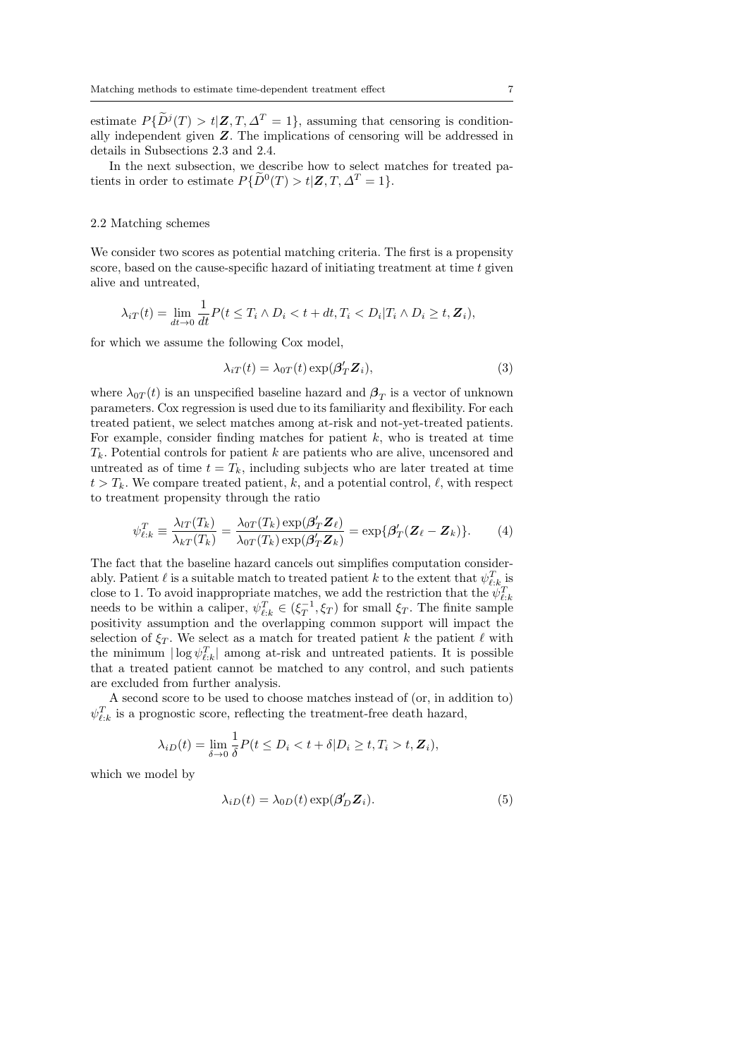estimate $P\{\widetilde{D}^j(T) > t | \boldsymbol{Z}, T, \Delta^T = 1\}$, assuming that censoring is conditionally independent given $\boldsymbol{Z}$. The implications of censoring will be addressed in details in Subsections 2.3 and 2.4.

In the next subsection, we describe how to select matches for treated patients in order to estimate $P\{\widetilde{D}^0(T) > t | \boldsymbol{Z}, T, \Delta^T = 1\}$.

### 2.2 Matching schemes

We consider two scores as potential matching criteria. The first is a propensity score, based on the cause-specific hazard of initiating treatment at time $t$ given alive and untreated,

$$\lambda_{iT}(t) = \lim_{dt \to 0} \frac{1}{dt} P(t \le T_i \wedge D_i < t + dt, T_i < D_i | T_i \wedge D_i \ge t, \boldsymbol{Z}_i),$$

for which we assume the following Cox model,

$$\lambda_{iT}(t) = \lambda_{0T}(t) \exp(\boldsymbol{\beta}_T' \boldsymbol{Z}_i), \tag{3}$$

where $\lambda_{0T}(t)$ is an unspecified baseline hazard and $\boldsymbol{\beta}_T$ is a vector of unknown parameters. Cox regression is used due to its familiarity and flexibility. For each treated patient, we select matches among at-risk and not-yet-treated patients. For example, consider finding matches for patient $k$, who is treated at time $T_k$. Potential controls for patient $k$ are patients who are alive, uncensored and untreated as of time $t = T_k$, including subjects who are later treated at time $t > T_k$. We compare treated patient, $k$, and a potential control, $\ell$, with respect to treatment propensity through the ratio

$$\psi^T_{\ell:k} \equiv \frac{\lambda_{lT}(T_k)}{\lambda_{kT}(T_k)} = \frac{\lambda_{0T}(T_k) \exp(\boldsymbol{\beta}_T' \boldsymbol{Z}_\ell)}{\lambda_{0T}(T_k) \exp(\boldsymbol{\beta}_T' \boldsymbol{Z}_k)} = \exp\{\boldsymbol{\beta}_T'(\boldsymbol{Z}_\ell - \boldsymbol{Z}_k)\}. \tag{4}$$

The fact that the baseline hazard cancels out simplifies computation considerably. Patient $\ell$ is a suitable match to treated patient $k$ to the extent that $\psi^T_{\ell:k}$ is close to 1. To avoid inappropriate matches, we add the restriction that the $\psi^T_{\ell:k}$ needs to be within a caliper, $\psi^T_{\ell:k} \in (\xi_T^{-1}, \xi_T)$ for small $\xi_T$. The finite sample positivity assumption and the overlapping common support will impact the selection of $\xi_T$. We select as a match for treated patient $k$ the patient $\ell$ with the minimum $|\log \psi^T_{\ell:k}|$ among at-risk and untreated patients. It is possible that a treated patient cannot be matched to any control, and such patients are excluded from further analysis.

A second score to be used to choose matches instead of (or, in addition to) $\psi^T_{\ell:k}$ is a prognostic score, reflecting the treatment-free death hazard,

$$\lambda_{iD}(t) = \lim_{\delta \to 0} \frac{1}{\delta} P(t \le D_i < t + \delta | D_i \ge t, T_i > t, \boldsymbol{Z}_i),$$

which we model by

$$\lambda_{iD}(t) = \lambda_{0D}(t) \exp(\boldsymbol{\beta}_D' \boldsymbol{Z}_i). \tag{5}$$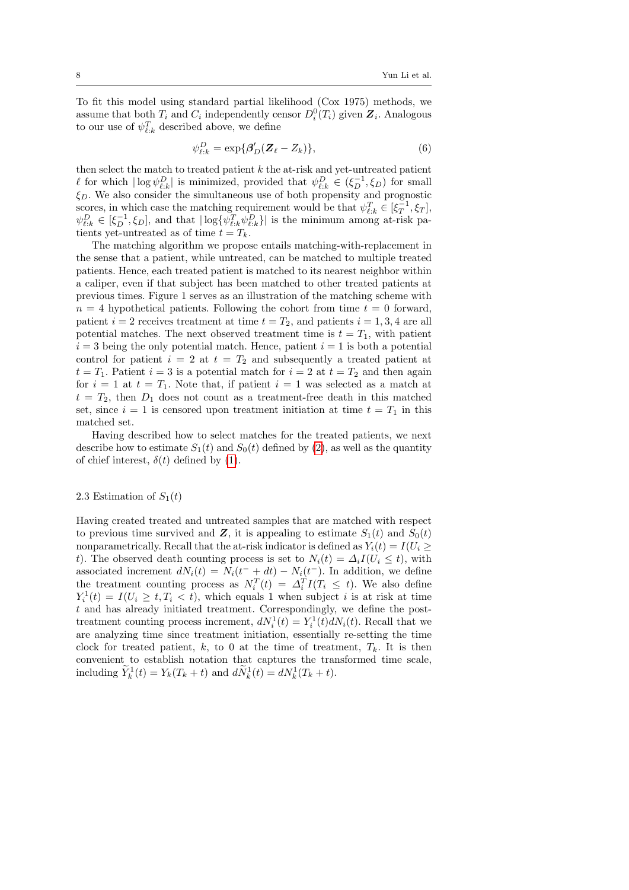To fit this model using standard partial likelihood (Cox 1975) methods, we assume that both $T_i$ and $C_i$ independently censor $D_i^0(T_i)$ given $\boldsymbol{Z}_i$. Analogous to our use of $\psi_{\ell:k}^T$ described above, we define

$$\psi_{\ell:k}^D = \exp\{\boldsymbol{\beta}_D'(\boldsymbol{Z}_\ell - Z_k)\}, \tag{6}$$

then select the match to treated patient $k$ the at-risk and yet-untreated patient $\ell$ for which $|\log \psi_{\ell:k}^D|$ is minimized, provided that $\psi_{\ell:k}^D \in (\xi_D^{-1}, \xi_D)$ for small $\xi_D$. We also consider the simultaneous use of both propensity and prognostic scores, in which case the matching requirement would be that $\psi_{\ell:k}^T \in [\xi_T^{-1}, \xi_T]$, $\psi_{\ell:k}^D \in [\xi_D^{-1}, \xi_D]$, and that $|\log\{\psi_{\ell:k}^T \psi_{\ell:k}^D\}|$ is the minimum among at-risk patients yet-untreated as of time $t = T_k$.

The matching algorithm we propose entails matching-with-replacement in the sense that a patient, while untreated, can be matched to multiple treated patients. Hence, each treated patient is matched to its nearest neighbor within a caliper, even if that subject has been matched to other treated patients at previous times. Figure 1 serves as an illustration of the matching scheme with $n = 4$ hypothetical patients. Following the cohort from time $t = 0$ forward, patient $i = 2$ receives treatment at time $t = T_2$, and patients $i = 1, 3, 4$ are all potential matches. The next observed treatment time is $t = T_1$, with patient $i = 3$ being the only potential match. Hence, patient $i = 1$ is both a potential control for patient $i = 2$ at $t = T_2$ and subsequently a treated patient at $t = T_1$. Patient $i = 3$ is a potential match for $i = 2$ at $t = T_2$ and then again for $i = 1$ at $t = T_1$. Note that, if patient $i = 1$ was selected as a match at $t = T_2$, then $D_1$ does not count as a treatment-free death in this matched set, since $i = 1$ is censored upon treatment initiation at time $t = T_1$ in this matched set.

Having described how to select matches for the treated patients, we next describe how to estimate $S_1(t)$ and $S_0(t)$ defined by (2), as well as the quantity of chief interest, $\delta(t)$ defined by (1).

## 2.3 Estimation of $S_1(t)$

Having created treated and untreated samples that are matched with respect to previous time survived and $\boldsymbol{Z}$, it is appealing to estimate $S_1(t)$ and $S_0(t)$ nonparametrically. Recall that the at-risk indicator is defined as $Y_i(t) = I(U_i \geq t)$. The observed death counting process is set to $N_i(t) = \Delta_i I(U_i \leq t)$, with associated increment $dN_i(t) = N_i(t^- + dt) - N_i(t^-)$. In addition, we define the treatment counting process as $N_i^T(t) = \Delta_i^T I(T_i \leq t)$. We also define $Y_i^1(t) = I(U_i \geq t, T_i < t)$, which equals 1 when subject $i$ is at risk at time $t$ and has already initiated treatment. Correspondingly, we define the post-treatment counting process increment, $dN_i^1(t) = Y_i^1(t)dN_i(t)$. Recall that we are analyzing time since treatment initiation, essentially re-setting the time clock for treated patient, $k$, to 0 at the time of treatment, $T_k$. It is then convenient to establish notation that captures the transformed time scale, including $\widetilde{Y}_k^1(t) = Y_k(T_k + t)$ and $d\widetilde{N}_k^1(t) = dN_k^1(T_k + t)$.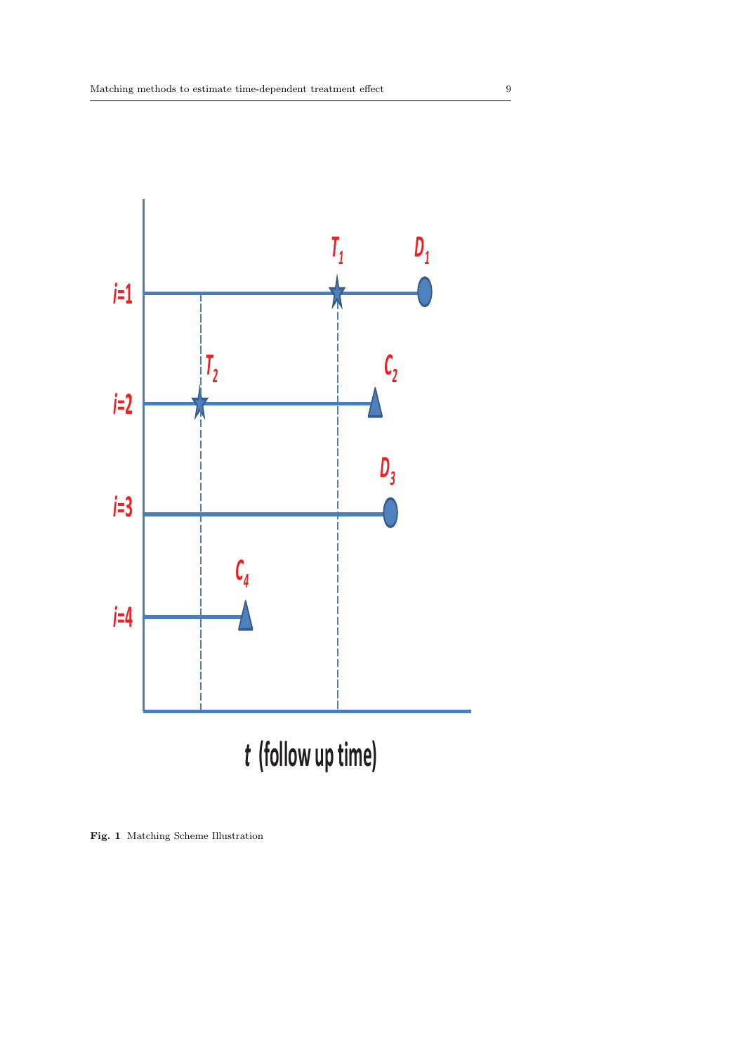Fig. 1 Matching Scheme Illustration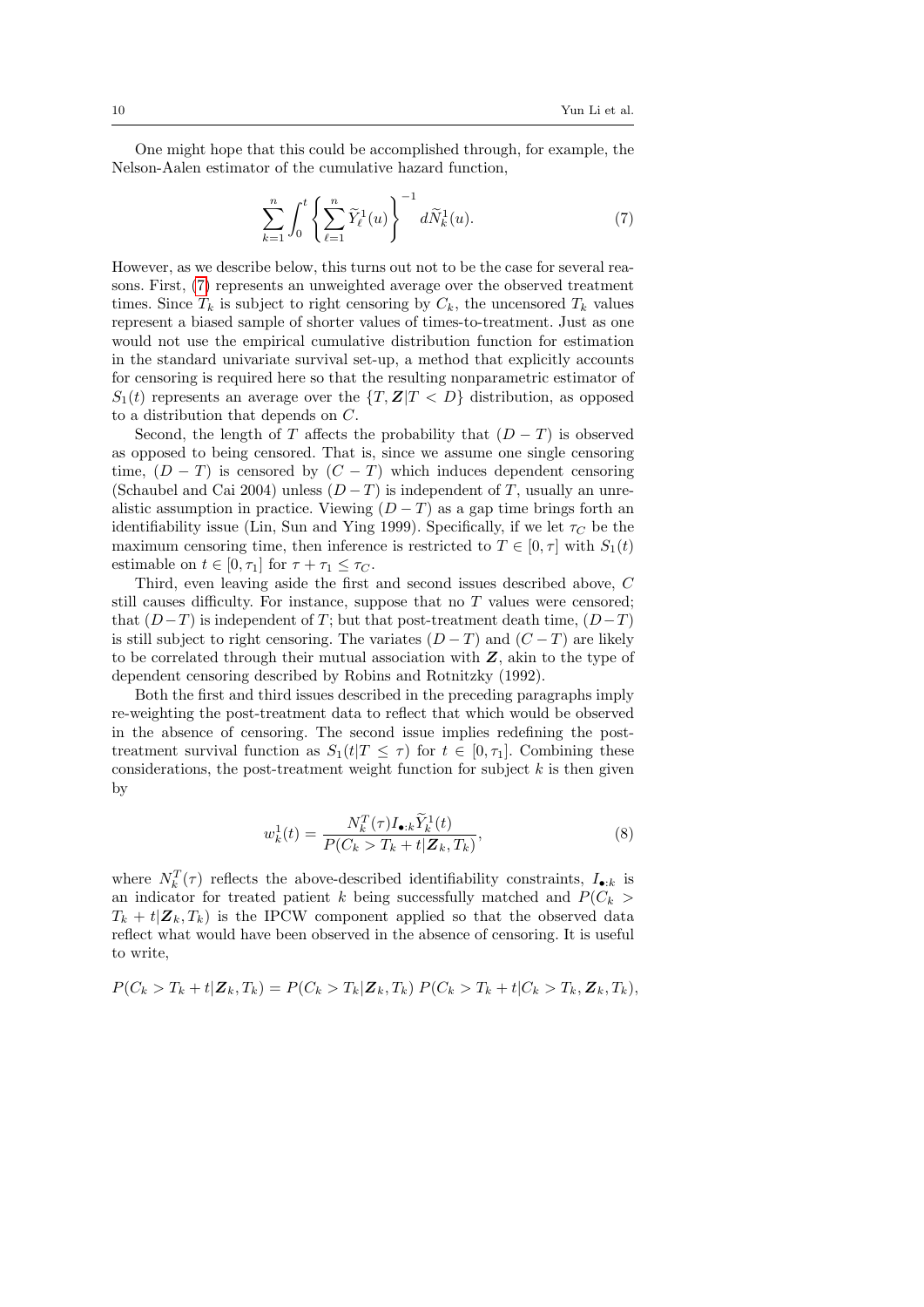One might hope that this could be accomplished through, for example, the Nelson-Aalen estimator of the cumulative hazard function,

$$\sum_{k=1}^{n} \int_0^t \left\{ \sum_{\ell=1}^{n} \widetilde{Y}_\ell^1(u) \right\}^{-1} d\widetilde{N}_k^1(u). \tag{7}$$

However, as we describe below, this turns out not to be the case for several reasons. First, (7) represents an unweighted average over the observed treatment times. Since $T_k$ is subject to right censoring by $C_k$, the uncensored $T_k$ values represent a biased sample of shorter values of times-to-treatment. Just as one would not use the empirical cumulative distribution function for estimation in the standard univariate survival set-up, a method that explicitly accounts for censoring is required here so that the resulting nonparametric estimator of $S_1(t)$ represents an average over the $\{T, \boldsymbol{Z} | T < D\}$ distribution, as opposed to a distribution that depends on $C$.

Second, the length of $T$ affects the probability that $(D - T)$ is observed as opposed to being censored. That is, since we assume one single censoring time, $(D - T)$ is censored by $(C - T)$ which induces dependent censoring (Schaubel and Cai 2004) unless $(D - T)$ is independent of $T$, usually an unrealistic assumption in practice. Viewing $(D - T)$ as a gap time brings forth an identifiability issue (Lin, Sun and Ying 1999). Specifically, if we let $\tau_C$ be the maximum censoring time, then inference is restricted to $T \in [0, \tau]$ with $S_1(t)$ estimable on $t \in [0, \tau_1]$ for $\tau + \tau_1 \leq \tau_C$.

Third, even leaving aside the first and second issues described above, $C$ still causes difficulty. For instance, suppose that no $T$ values were censored; that $(D-T)$ is independent of $T$; but that post-treatment death time, $(D-T)$ is still subject to right censoring. The variates $(D - T)$ and $(C - T)$ are likely to be correlated through their mutual association with $\boldsymbol{Z}$, akin to the type of dependent censoring described by Robins and Rotnitzky (1992).

Both the first and third issues described in the preceding paragraphs imply re-weighting the post-treatment data to reflect that which would be observed in the absence of censoring. The second issue implies redefining the post-treatment survival function as $S_1(t|T \leq \tau)$ for $t \in [0, \tau_1]$. Combining these considerations, the post-treatment weight function for subject $k$ is then given by

$$w_k^1(t) = \frac{N_k^T(\tau) I_{\bullet:k} \widetilde{Y}_k^1(t)}{P(C_k > T_k + t | \boldsymbol{Z}_k, T_k)}, \tag{8}$$

where $N_k^T(\tau)$ reflects the above-described identifiability constraints, $I_{\bullet:k}$ is an indicator for treated patient $k$ being successfully matched and $P(C_k > T_k + t | \boldsymbol{Z}_k, T_k)$ is the IPCW component applied so that the observed data reflect what would have been observed in the absence of censoring. It is useful to write,

$$P(C_k > T_k + t | \boldsymbol{Z}_k, T_k) = P(C_k > T_k | \boldsymbol{Z}_k, T_k) \, P(C_k > T_k + t | C_k > T_k, \boldsymbol{Z}_k, T_k),$$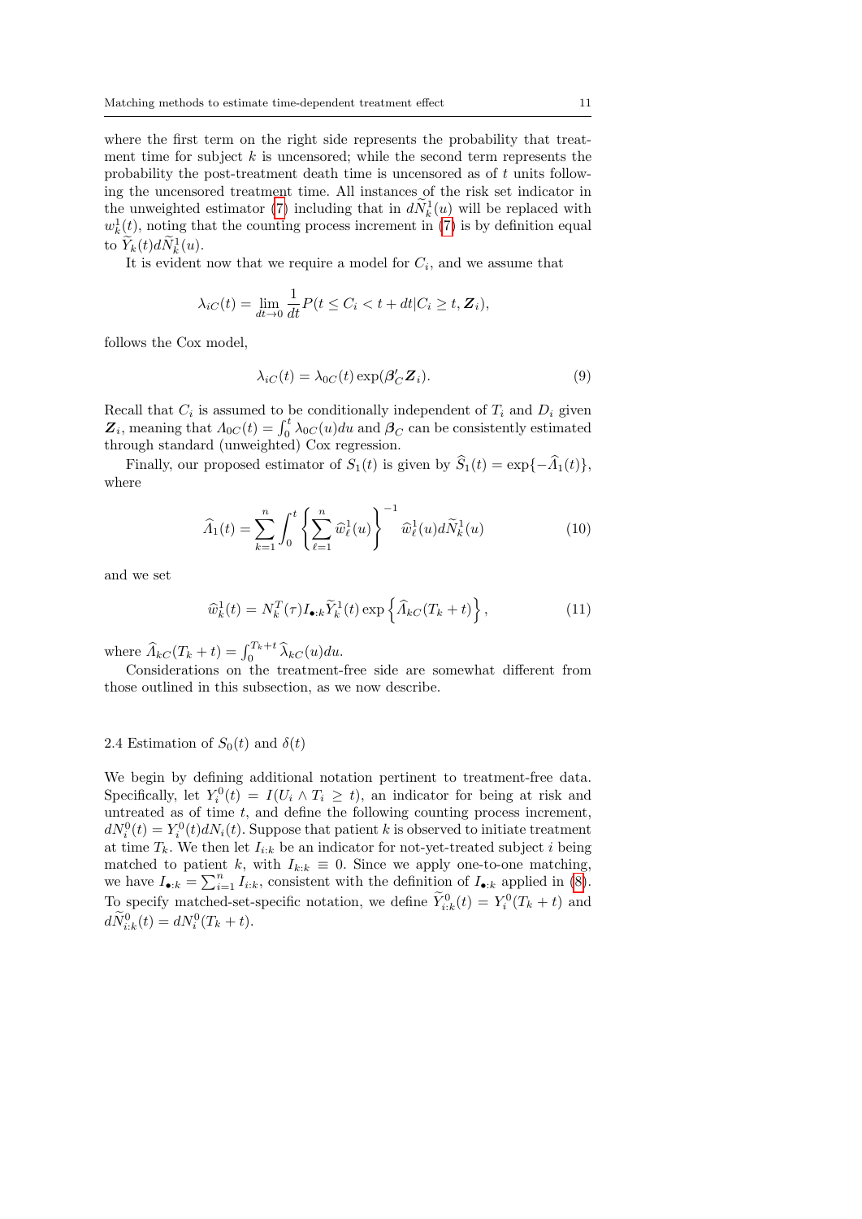where the first term on the right side represents the probability that treatment time for subject $k$ is uncensored; while the second term represents the probability the post-treatment death time is uncensored as of $t$ units following the uncensored treatment time. All instances of the risk set indicator in the unweighted estimator (7) including that in $d\widetilde{N}_k^1(u)$ will be replaced with $w_k^1(t)$, noting that the counting process increment in (7) is by definition equal to $\widetilde{Y}_k(t)d\widetilde{N}_k^1(u)$.

It is evident now that we require a model for $C_i$, and we assume that

$$\lambda_{iC}(t) = \lim_{dt \to 0} \frac{1}{dt} P(t \leq C_i < t + dt | C_i \geq t, \boldsymbol{Z}_i),$$

follows the Cox model,

$$\lambda_{iC}(t) = \lambda_{0C}(t) \exp(\boldsymbol{\beta}_C' \boldsymbol{Z}_i). \tag{9}$$

Recall that $C_i$ is assumed to be conditionally independent of $T_i$ and $D_i$ given $\boldsymbol{Z}_i$, meaning that $\Lambda_{0C}(t) = \int_0^t \lambda_{0C}(u)du$ and $\boldsymbol{\beta}_C$ can be consistently estimated through standard (unweighted) Cox regression.

Finally, our proposed estimator of $S_1(t)$ is given by $\widehat{S}_1(t) = \exp\{-\widehat{\Lambda}_1(t)\}$, where

$$\widehat{\Lambda}_1(t) = \sum_{k=1}^n \int_0^t \left\{ \sum_{\ell=1}^n \widehat{w}_\ell^1(u) \right\}^{-1} \widehat{w}_\ell^1(u) d\widetilde{N}_k^1(u) \tag{10}$$

and we set

$$\widehat{w}_k^1(t) = N_k^T(\tau) \boldsymbol{I}_{\bullet:k} \widetilde{Y}_k^1(t) \exp\left\{ \widehat{\Lambda}_{kC}(T_k + t) \right\}, \tag{11}$$

where $\widehat{\Lambda}_{kC}(T_k + t) = \int_0^{T_k+t} \widehat{\lambda}_{kC}(u)du$.

Considerations on the treatment-free side are somewhat different from those outlined in this subsection, as we now describe.

## 2.4 Estimation of $S_0(t)$ and $\delta(t)$

We begin by defining additional notation pertinent to treatment-free data. Specifically, let $Y_i^0(t) = I(U_i \wedge T_i \geq t)$, an indicator for being at risk and untreated as of time $t$, and define the following counting process increment, $dN_i^0(t) = Y_i^0(t)dN_i(t)$. Suppose that patient $k$ is observed to initiate treatment at time $T_k$. We then let $I_{i:k}$ be an indicator for not-yet-treated subject $i$ being matched to patient $k$, with $I_{k:k} \equiv 0$. Since we apply one-to-one matching, we have $\boldsymbol{I}_{\bullet:k} = \sum_{i=1}^n I_{i:k}$, consistent with the definition of $I_{\bullet:k}$ applied in (8). To specify matched-set-specific notation, we define $\widetilde{Y}_{i:k}^0(t) = Y_i^0(T_k + t)$ and $d\widetilde{N}_{i:k}^0(t) = dN_i^0(T_k + t)$.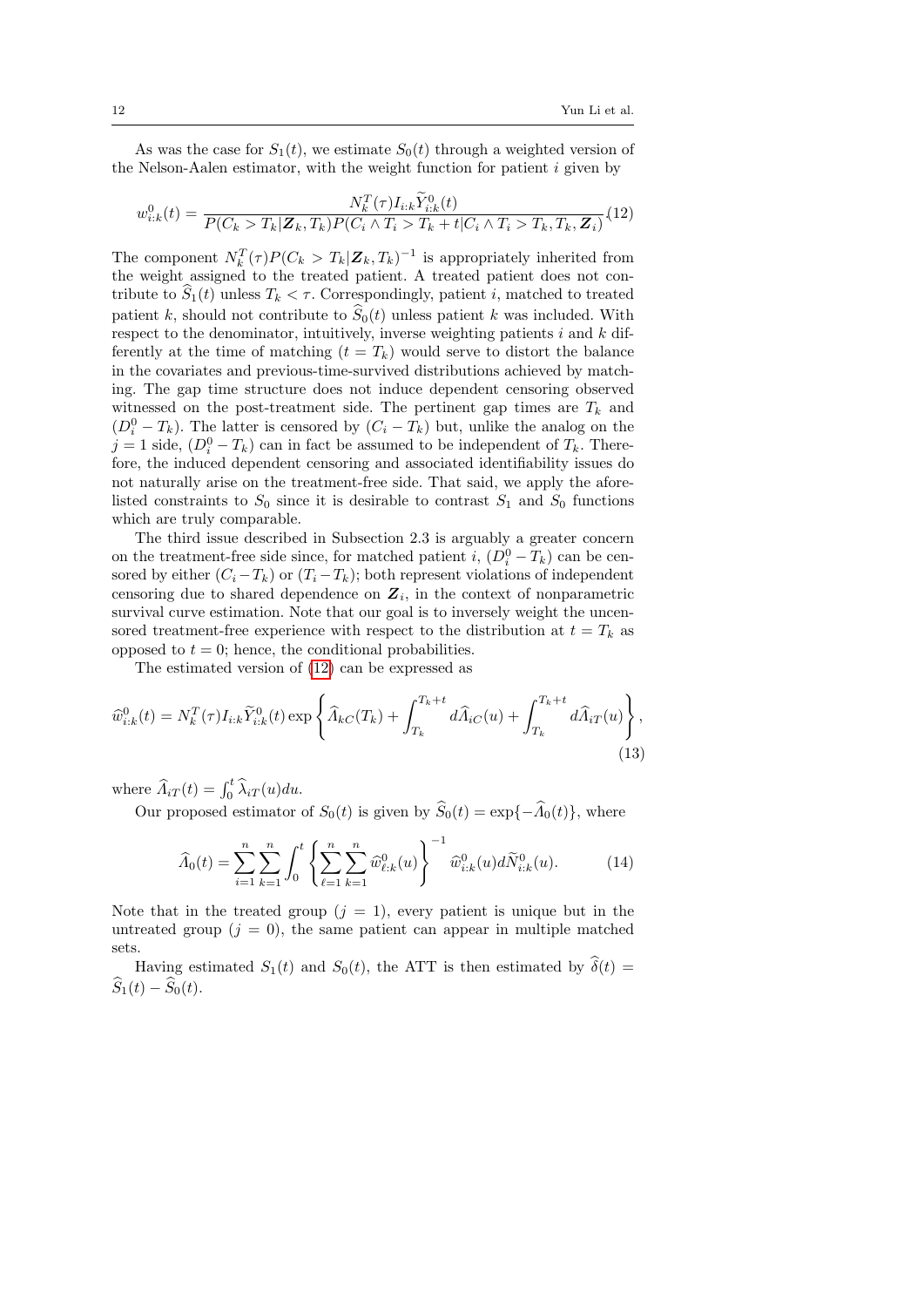As was the case for $S_1(t)$, we estimate $S_0(t)$ through a weighted version of the Nelson-Aalen estimator, with the weight function for patient $i$ given by

$$w^0_{i:k}(t) = \frac{N^T_k(\tau) I_{i:k} \widetilde{Y}^0_{i:k}(t)}{P(C_k > T_k | \boldsymbol{Z}_k, T_k) P(C_i \wedge T_i > T_k + t | C_i \wedge T_i > T_k, T_k, \boldsymbol{Z}_i)} \quad (12)$$

The component $N^T_k(\tau) P(C_k > T_k | \boldsymbol{Z}_k, T_k)^{-1}$ is appropriately inherited from the weight assigned to the treated patient. A treated patient does not contribute to $\widehat{S}_1(t)$ unless $T_k < \tau$. Correspondingly, patient $i$, matched to treated patient $k$, should not contribute to $\widehat{S}_0(t)$ unless patient $k$ was included. With respect to the denominator, intuitively, inverse weighting patients $i$ and $k$ differently at the time of matching ($t = T_k$) would serve to distort the balance in the covariates and previous-time-survived distributions achieved by matching. The gap time structure does not induce dependent censoring observed witnessed on the post-treatment side. The pertinent gap times are $T_k$ and $(D^0_i - T_k)$. The latter is censored by $(C_i - T_k)$ but, unlike the analog on the $j = 1$ side, $(D^0_i - T_k)$ can in fact be assumed to be independent of $T_k$. Therefore, the induced dependent censoring and associated identifiability issues do not naturally arise on the treatment-free side. That said, we apply the aforelisted constraints to $S_0$ since it is desirable to contrast $S_1$ and $S_0$ functions which are truly comparable.

The third issue described in Subsection 2.3 is arguably a greater concern on the treatment-free side since, for matched patient $i$, $(D^0_i - T_k)$ can be censored by either $(C_i - T_k)$ or $(T_i - T_k)$; both represent violations of independent censoring due to shared dependence on $\boldsymbol{Z}_i$, in the context of nonparametric survival curve estimation. Note that our goal is to inversely weight the uncensored treatment-free experience with respect to the distribution at $t = T_k$ as opposed to $t = 0$; hence, the conditional probabilities.

The estimated version of (12) can be expressed as

$$\widehat{w}^0_{i:k}(t) = N^T_k(\tau) I_{i:k} \widetilde{Y}^0_{i:k}(t) \exp\left\{ \widehat{\Lambda}_{kC}(T_k) + \int_{T_k}^{T_k+t} d\widehat{\Lambda}_{iC}(u) + \int_{T_k}^{T_k+t} d\widehat{\Lambda}_{iT}(u) \right\}, \quad (13)$$

where $\widehat{\Lambda}_{iT}(t) = \int_0^t \widehat{\lambda}_{iT}(u)du$.

Our proposed estimator of $S_0(t)$ is given by $\widehat{S}_0(t) = \exp\{-\widehat{\Lambda}_0(t)\}$, where

$$\widehat{\Lambda}_0(t) = \sum_{i=1}^{n} \sum_{k=1}^{n} \int_0^t \left\{ \sum_{\ell=1}^{n} \sum_{k=1}^{n} \widehat{w}^0_{\ell:k}(u) \right\}^{-1} \widehat{w}^0_{i:k}(u) d\widetilde{N}^0_{i:k}(u). \quad (14)$$

Note that in the treated group ($j = 1$), every patient is unique but in the untreated group ($j = 0$), the same patient can appear in multiple matched sets.

Having estimated $S_1(t)$ and $S_0(t)$, the ATT is then estimated by $\widehat{\delta}(t) = \widehat{S}_1(t) - \widehat{S}_0(t)$.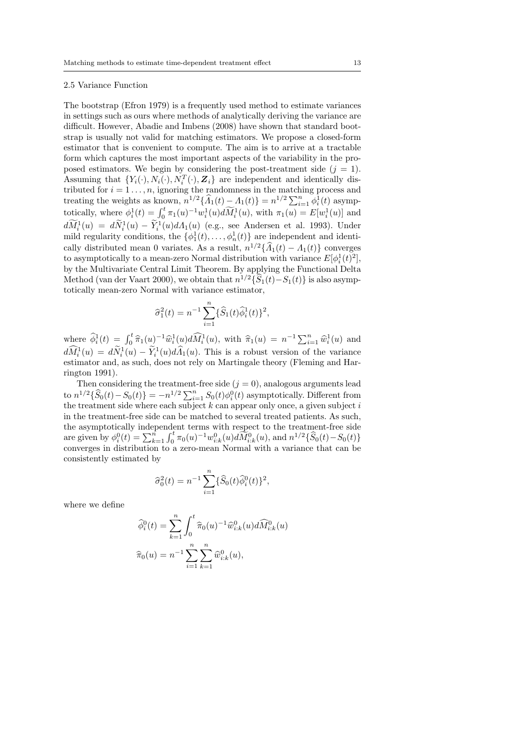### 2.5 Variance Function

The bootstrap (Efron 1979) is a frequently used method to estimate variances in settings such as ours where methods of analytically deriving the variance are difficult. However, Abadie and Imbens (2008) have shown that standard bootstrap is usually not valid for matching estimators. We propose a closed-form estimator that is convenient to compute. The aim is to arrive at a tractable form which captures the most important aspects of the variability in the proposed estimators. We begin by considering the post-treatment side ($j = 1$). Assuming that $\{Y_i(\cdot), N_i(\cdot), N_i^T(\cdot), \boldsymbol{Z}_i\}$ are independent and identically distributed for $i = 1\ldots, n$, ignoring the randomness in the matching process and treating the weights as known, $n^{1/2}\{\widehat{\Lambda}_1(t) - \Lambda_1(t)\} = n^{1/2}\sum_{i=1}^n \phi_i^1(t)$ asymptotically, where $\phi_i^1(t) = \int_0^t \pi_1(u)^{-1} w_i^1(u) d\widetilde{M}_i^1(u)$, with $\pi_1(u) = E[w_i^1(u)]$ and $d\widetilde{M}_i^1(u) = d\widetilde{N}_i^1(u) - \widetilde{Y}_i^1(u)d\Lambda_1(u)$ (e.g., see Andersen et al. 1993). Under mild regularity conditions, the $\{\phi_1^1(t), \ldots, \phi_n^1(t)\}$ are independent and identically distributed mean 0 variates. As a result, $n^{1/2}\{\widehat{\Lambda}_1(t) - \Lambda_1(t)\}$ converges to asymptotically to a mean-zero Normal distribution with variance $E[\phi_i^1(t)^2]$, by the Multivariate Central Limit Theorem. By applying the Functional Delta Method (van der Vaart 2000), we obtain that $n^{1/2}\{\widehat{S}_1(t) - S_1(t)\}$ is also asymptotically mean-zero Normal with variance estimator,

$$\widehat{\sigma}_1^2(t) = n^{-1}\sum_{i=1}^n \{\widehat{S}_1(t)\widehat{\phi}_i^1(t)\}^2,$$

where $\widehat{\phi}_i^1(t) = \int_0^t \widehat{\pi}_1(u)^{-1}\widehat{w}_i^1(u)d\widehat{M}_i^1(u)$, with $\widehat{\pi}_1(u) = n^{-1}\sum_{i=1}^n \widehat{w}_i^1(u)$ and $d\widehat{M}_i^1(u) = d\widetilde{N}_i^1(u) - \widetilde{Y}_i^1(u)d\widehat{\Lambda}_1(u)$. This is a robust version of the variance estimator and, as such, does not rely on Martingale theory (Fleming and Harrington 1991).

Then considering the treatment-free side ($j = 0$), analogous arguments lead to $n^{1/2}\{\widehat{S}_0(t) - S_0(t)\} = -n^{1/2}\sum_{i=1}^n S_0(t)\phi_i^0(t)$ asymptotically. Different from the treatment side where each subject $k$ can appear only once, a given subject $i$ in the treatment-free side can be matched to several treated patients. As such, the asymptotically independent terms with respect to the treatment-free side are given by $\phi_i^0(t) = \sum_{k=1}^n \int_0^t \pi_0(u)^{-1} w_{i:k}^0(u) d\widetilde{M}_{i:k}^0(u)$, and $n^{1/2}\{\widehat{S}_0(t) - S_0(t)\}$ converges in distribution to a zero-mean Normal with a variance that can be consistently estimated by

$$\widehat{\sigma}_0^2(t) = n^{-1}\sum_{i=1}^n \{\widehat{S}_0(t)\widehat{\phi}_i^0(t)\}^2,$$

where we define

$$\widehat{\phi}_i^0(t) = \sum_{k=1}^n \int_0^t \widehat{\pi}_0(u)^{-1}\widehat{w}_{i:k}^0(u)d\widehat{M}_{i:k}^0(u)$$

$$\widehat{\pi}_0(u) = n^{-1}\sum_{i=1}^n\sum_{k=1}^n \widehat{w}_{i:k}^0(u),$$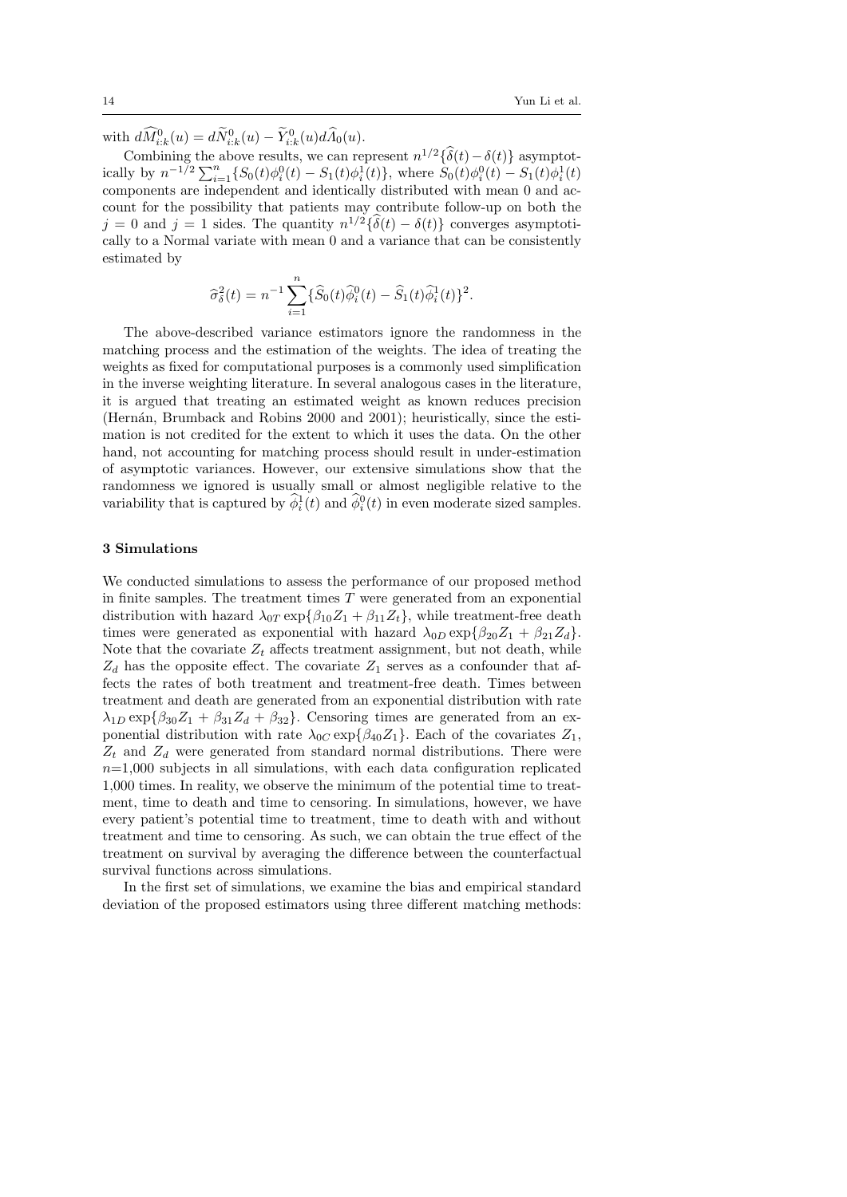with $d\widehat{M}^0_{i:k}(u) = d\widetilde{N}^0_{i:k}(u) - \widetilde{Y}^0_{i:k}(u)d\widehat{\Lambda}_0(u)$.

Combining the above results, we can represent $n^{1/2}\{\widehat{\delta}(t) - \delta(t)\}$ asymptotically by $n^{-1/2}\sum_{i=1}^{n}\{S_0(t)\phi_i^0(t) - S_1(t)\phi_i^1(t)\}$, where $S_0(t)\phi_i^0(t) - S_1(t)\phi_i^1(t)$ components are independent and identically distributed with mean 0 and account for the possibility that patients may contribute follow-up on both the $j = 0$ and $j = 1$ sides. The quantity $n^{1/2}\{\widehat{\delta}(t) - \delta(t)\}$ converges asymptotically to a Normal variate with mean 0 and a variance that can be consistently estimated by

$$\widehat{\sigma}^2_{\delta}(t) = n^{-1}\sum_{i=1}^{n}\{\widehat{S}_0(t)\widehat{\phi}_i^0(t) - \widehat{S}_1(t)\widehat{\phi}_i^1(t)\}^2.$$

The above-described variance estimators ignore the randomness in the matching process and the estimation of the weights. The idea of treating the weights as fixed for computational purposes is a commonly used simplification in the inverse weighting literature. In several analogous cases in the literature, it is argued that treating an estimated weight as known reduces precision (Hernán, Brumback and Robins 2000 and 2001); heuristically, since the estimation is not credited for the extent to which it uses the data. On the other hand, not accounting for matching process should result in under-estimation of asymptotic variances. However, our extensive simulations show that the randomness we ignored is usually small or almost negligible relative to the variability that is captured by $\widehat{\phi}_i^1(t)$ and $\widehat{\phi}_i^0(t)$ in even moderate sized samples.

## 3 Simulations

We conducted simulations to assess the performance of our proposed method in finite samples. The treatment times $T$ were generated from an exponential distribution with hazard $\lambda_{0T}\exp\{\beta_{10}Z_1 + \beta_{11}Z_t\}$, while treatment-free death times were generated as exponential with hazard $\lambda_{0D}\exp\{\beta_{20}Z_1 + \beta_{21}Z_d\}$. Note that the covariate $Z_t$ affects treatment assignment, but not death, while $Z_d$ has the opposite effect. The covariate $Z_1$ serves as a confounder that affects the rates of both treatment and treatment-free death. Times between treatment and death are generated from an exponential distribution with rate $\lambda_{1D}\exp\{\beta_{30}Z_1 + \beta_{31}Z_d + \beta_{32}\}$. Censoring times are generated from an exponential distribution with rate $\lambda_{0C}\exp\{\beta_{40}Z_1\}$. Each of the covariates $Z_1$, $Z_t$ and $Z_d$ were generated from standard normal distributions. There were $n$=1,000 subjects in all simulations, with each data configuration replicated 1,000 times. In reality, we observe the minimum of the potential time to treatment, time to death and time to censoring. In simulations, however, we have every patient's potential time to treatment, time to death with and without treatment and time to censoring. As such, we can obtain the true effect of the treatment on survival by averaging the difference between the counterfactual survival functions across simulations.

In the first set of simulations, we examine the bias and empirical standard deviation of the proposed estimators using three different matching methods: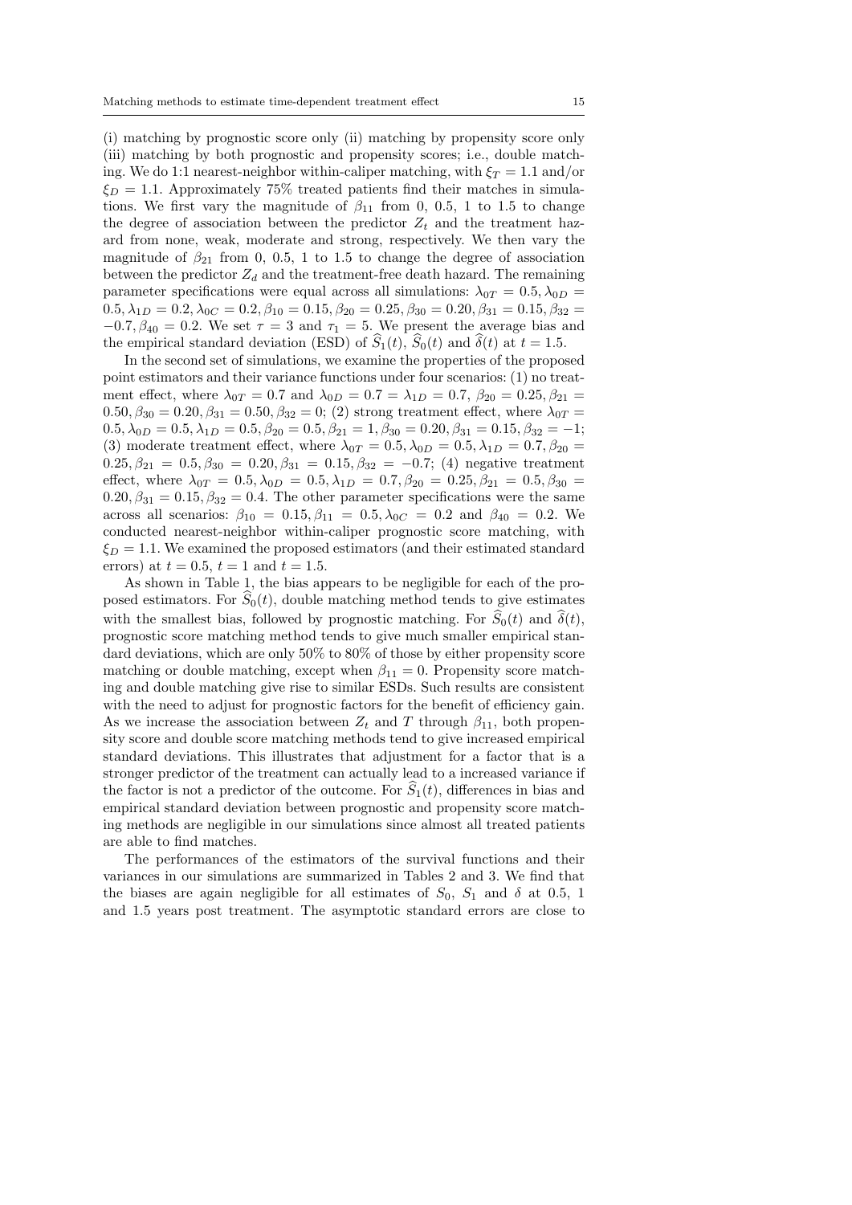(i) matching by prognostic score only (ii) matching by propensity score only (iii) matching by both prognostic and propensity scores; i.e., double matching. We do 1:1 nearest-neighbor within-caliper matching, with $\xi_T = 1.1$ and/or $\xi_D = 1.1$. Approximately 75% treated patients find their matches in simulations. We first vary the magnitude of $\beta_{11}$ from 0, 0.5, 1 to 1.5 to change the degree of association between the predictor $Z_t$ and the treatment hazard from none, weak, moderate and strong, respectively. We then vary the magnitude of $\beta_{21}$ from 0, 0.5, 1 to 1.5 to change the degree of association between the predictor $Z_d$ and the treatment-free death hazard. The remaining parameter specifications were equal across all simulations: $\lambda_{0T} = 0.5, \lambda_{0D} = 0.5, \lambda_{1D} = 0.2, \lambda_{0C} = 0.2, \beta_{10} = 0.15, \beta_{20} = 0.25, \beta_{30} = 0.20, \beta_{31} = 0.15, \beta_{32} = -0.7, \beta_{40} = 0.2$. We set $\tau = 3$ and $\tau_1 = 5$. We present the average bias and the empirical standard deviation (ESD) of $\widehat{S}_1(t)$, $\widehat{S}_0(t)$ and $\widehat{\delta}(t)$ at $t = 1.5$.

In the second set of simulations, we examine the properties of the proposed point estimators and their variance functions under four scenarios: (1) no treatment effect, where $\lambda_{0T} = 0.7$ and $\lambda_{0D} = 0.7 = \lambda_{1D} = 0.7, \beta_{20} = 0.25, \beta_{21} = 0.50, \beta_{30} = 0.20, \beta_{31} = 0.50, \beta_{32} = 0$; (2) strong treatment effect, where $\lambda_{0T} = 0.5, \lambda_{0D} = 0.5, \lambda_{1D} = 0.5, \beta_{20} = 0.5, \beta_{21} = 1, \beta_{30} = 0.20, \beta_{31} = 0.15, \beta_{32} = -1$; (3) moderate treatment effect, where $\lambda_{0T} = 0.5, \lambda_{0D} = 0.5, \lambda_{1D} = 0.7, \beta_{20} = 0.25, \beta_{21} = 0.5, \beta_{30} = 0.20, \beta_{31} = 0.15, \beta_{32} = -0.7$; (4) negative treatment effect, where $\lambda_{0T} = 0.5, \lambda_{0D} = 0.5, \lambda_{1D} = 0.7, \beta_{20} = 0.25, \beta_{21} = 0.5, \beta_{30} = 0.20, \beta_{31} = 0.15, \beta_{32} = 0.4$. The other parameter specifications were the same across all scenarios: $\beta_{10} = 0.15, \beta_{11} = 0.5, \lambda_{0C} = 0.2$ and $\beta_{40} = 0.2$. We conducted nearest-neighbor within-caliper prognostic score matching, with $\xi_D = 1.1$. We examined the proposed estimators (and their estimated standard errors) at $t = 0.5$, $t = 1$ and $t = 1.5$.

As shown in Table 1, the bias appears to be negligible for each of the proposed estimators. For $\widehat{S}_0(t)$, double matching method tends to give estimates with the smallest bias, followed by prognostic matching. For $\widehat{S}_0(t)$ and $\widehat{\delta}(t)$, prognostic score matching method tends to give much smaller empirical standard deviations, which are only 50% to 80% of those by either propensity score matching or double matching, except when $\beta_{11} = 0$. Propensity score matching and double matching give rise to similar ESDs. Such results are consistent with the need to adjust for prognostic factors for the benefit of efficiency gain. As we increase the association between $Z_t$ and $T$ through $\beta_{11}$, both propensity score and double score matching methods tend to give increased empirical standard deviations. This illustrates that adjustment for a factor that is a stronger predictor of the treatment can actually lead to a increased variance if the factor is not a predictor of the outcome. For $\widehat{S}_1(t)$, differences in bias and empirical standard deviation between prognostic and propensity score matching methods are negligible in our simulations since almost all treated patients are able to find matches.

The performances of the estimators of the survival functions and their variances in our simulations are summarized in Tables 2 and 3. We find that the biases are again negligible for all estimates of $S_0$, $S_1$ and $\delta$ at 0.5, 1 and 1.5 years post treatment. The asymptotic standard errors are close to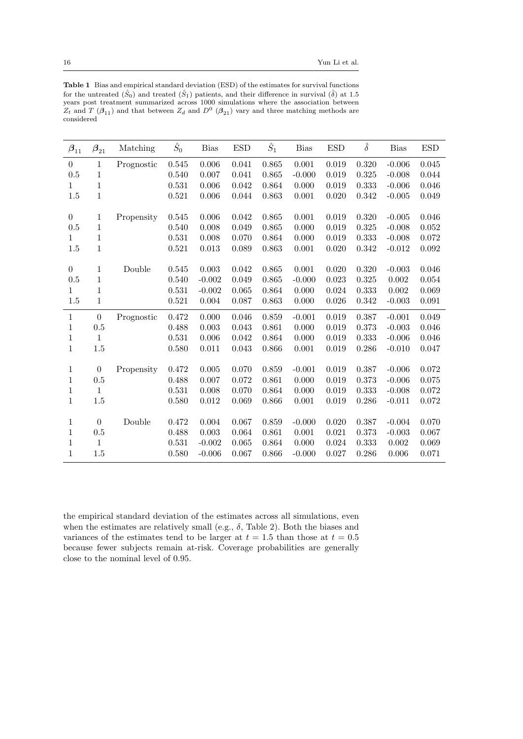**Table 1** Bias and empirical standard deviation (ESD) of the estimates for survival functions for the untreated ($\hat{S}_0$) and treated ($\hat{S}_1$) patients, and their difference in survival ($\hat{\delta}$) at 1.5 years post treatment summarized across 1000 simulations where the association between $Z_t$ and $T$ ($\boldsymbol{\beta}_{11}$) and that between $Z_d$ and $D^0$ ($\boldsymbol{\beta}_{21}$) vary and three matching methods are considered

| $\boldsymbol{\beta}_{11}$ | $\boldsymbol{\beta}_{21}$ | Matching | $\hat{S}_0$ | Bias | ESD | $\hat{S}_1$ | Bias | ESD | $\hat{\delta}$ | Bias | ESD |
|---|---|---|---|---|---|---|---|---|---|---|---|
| 0 | 1 | Prognostic | 0.545 | 0.006 | 0.041 | 0.865 | 0.001 | 0.019 | 0.320 | -0.006 | 0.045 |
| 0.5 | 1 | | 0.540 | 0.007 | 0.041 | 0.865 | -0.000 | 0.019 | 0.325 | -0.008 | 0.044 |
| 1 | 1 | | 0.531 | 0.006 | 0.042 | 0.864 | 0.000 | 0.019 | 0.333 | -0.006 | 0.046 |
| 1.5 | 1 | | 0.521 | 0.006 | 0.044 | 0.863 | 0.001 | 0.020 | 0.342 | -0.005 | 0.049 |
| 0 | 1 | Propensity | 0.545 | 0.006 | 0.042 | 0.865 | 0.001 | 0.019 | 0.320 | -0.005 | 0.046 |
| 0.5 | 1 | | 0.540 | 0.008 | 0.049 | 0.865 | 0.000 | 0.019 | 0.325 | -0.008 | 0.052 |
| 1 | 1 | | 0.531 | 0.008 | 0.070 | 0.864 | 0.000 | 0.019 | 0.333 | -0.008 | 0.072 |
| 1.5 | 1 | | 0.521 | 0.013 | 0.089 | 0.863 | 0.001 | 0.020 | 0.342 | -0.012 | 0.092 |
| 0 | 1 | Double | 0.545 | 0.003 | 0.042 | 0.865 | 0.001 | 0.020 | 0.320 | -0.003 | 0.046 |
| 0.5 | 1 | | 0.540 | -0.002 | 0.049 | 0.865 | -0.000 | 0.023 | 0.325 | 0.002 | 0.054 |
| 1 | 1 | | 0.531 | -0.002 | 0.065 | 0.864 | 0.000 | 0.024 | 0.333 | 0.002 | 0.069 |
| 1.5 | 1 | | 0.521 | 0.004 | 0.087 | 0.863 | 0.000 | 0.026 | 0.342 | -0.003 | 0.091 |
| 1 | 0 | Prognostic | 0.472 | 0.000 | 0.046 | 0.859 | -0.001 | 0.019 | 0.387 | -0.001 | 0.049 |
| 1 | 0.5 | | 0.488 | 0.003 | 0.043 | 0.861 | 0.000 | 0.019 | 0.373 | -0.003 | 0.046 |
| 1 | 1 | | 0.531 | 0.006 | 0.042 | 0.864 | 0.000 | 0.019 | 0.333 | -0.006 | 0.046 |
| 1 | 1.5 | | 0.580 | 0.011 | 0.043 | 0.866 | 0.001 | 0.019 | 0.286 | -0.010 | 0.047 |
| 1 | 0 | Propensity | 0.472 | 0.005 | 0.070 | 0.859 | -0.001 | 0.019 | 0.387 | -0.006 | 0.072 |
| 1 | 0.5 | | 0.488 | 0.007 | 0.072 | 0.861 | 0.000 | 0.019 | 0.373 | -0.006 | 0.075 |
| 1 | 1 | | 0.531 | 0.008 | 0.070 | 0.864 | 0.000 | 0.019 | 0.333 | -0.008 | 0.072 |
| 1 | 1.5 | | 0.580 | 0.012 | 0.069 | 0.866 | 0.001 | 0.019 | 0.286 | -0.011 | 0.072 |
| 1 | 0 | Double | 0.472 | 0.004 | 0.067 | 0.859 | -0.000 | 0.020 | 0.387 | -0.004 | 0.070 |
| 1 | 0.5 | | 0.488 | 0.003 | 0.064 | 0.861 | 0.001 | 0.021 | 0.373 | -0.003 | 0.067 |
| 1 | 1 | | 0.531 | -0.002 | 0.065 | 0.864 | 0.000 | 0.024 | 0.333 | 0.002 | 0.069 |
| 1 | 1.5 | | 0.580 | -0.006 | 0.067 | 0.866 | -0.000 | 0.027 | 0.286 | 0.006 | 0.071 |

the empirical standard deviation of the estimates across all simulations, even when the estimates are relatively small (e.g., $\delta$, Table 2). Both the biases and variances of the estimates tend to be larger at $t = 1.5$ than those at $t = 0.5$ because fewer subjects remain at-risk. Coverage probabilities are generally close to the nominal level of 0.95.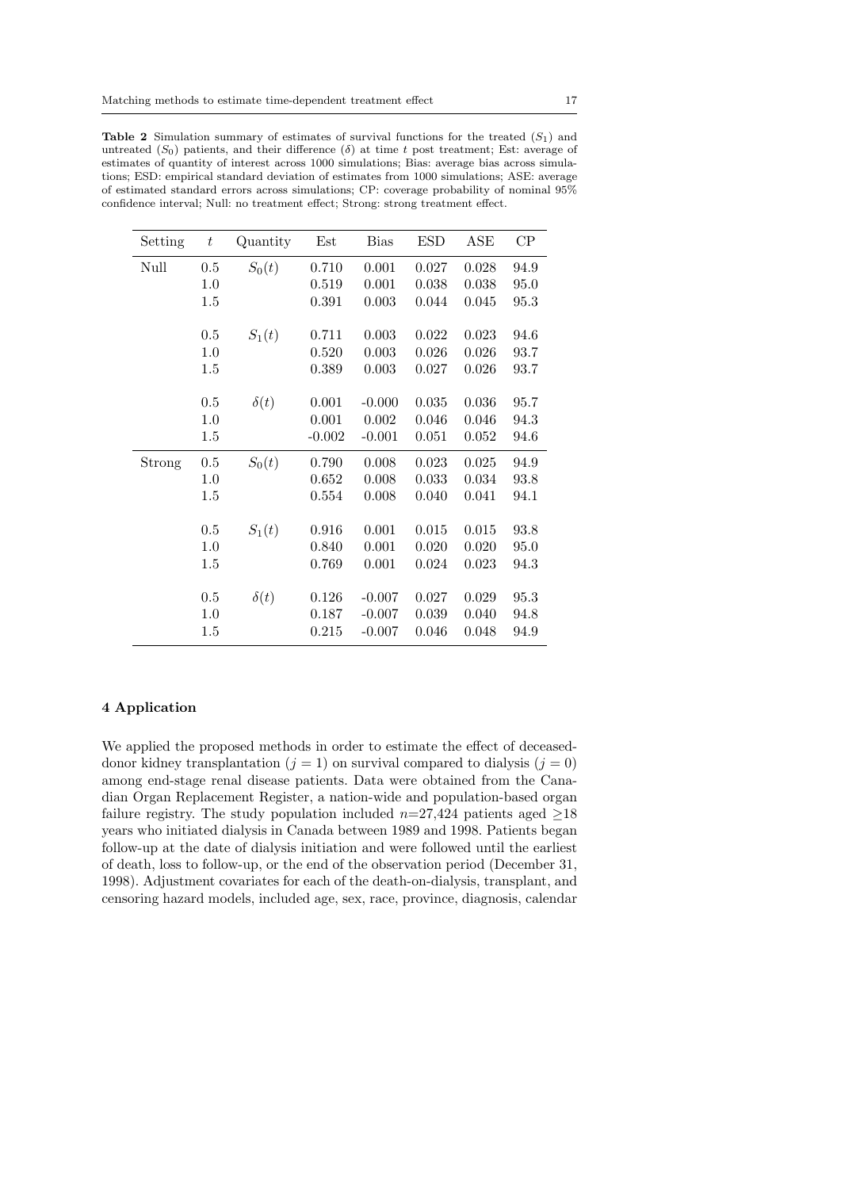**Table 2** Simulation summary of estimates of survival functions for the treated ($S_1$) and untreated ($S_0$) patients, and their difference ($\delta$) at time $t$ post treatment; Est: average of estimates of quantity of interest across 1000 simulations; Bias: average bias across simulations; ESD: empirical standard deviation of estimates from 1000 simulations; ASE: average of estimated standard errors across simulations; CP: coverage probability of nominal 95% confidence interval; Null: no treatment effect; Strong: strong treatment effect.

| Setting | $t$ | Quantity | Est | Bias | ESD | ASE | CP |
|---|---|---|---|---|---|---|---|
| Null | 0.5 | $S_0(t)$ | 0.710 | 0.001 | 0.027 | 0.028 | 94.9 |
| | 1.0 | | 0.519 | 0.001 | 0.038 | 0.038 | 95.0 |
| | 1.5 | | 0.391 | 0.003 | 0.044 | 0.045 | 95.3 |
| | 0.5 | $S_1(t)$ | 0.711 | 0.003 | 0.022 | 0.023 | 94.6 |
| | 1.0 | | 0.520 | 0.003 | 0.026 | 0.026 | 93.7 |
| | 1.5 | | 0.389 | 0.003 | 0.027 | 0.026 | 93.7 |
| | 0.5 | $\delta(t)$ | 0.001 | -0.000 | 0.035 | 0.036 | 95.7 |
| | 1.0 | | 0.001 | 0.002 | 0.046 | 0.046 | 94.3 |
| | 1.5 | | -0.002 | -0.001 | 0.051 | 0.052 | 94.6 |
| Strong | 0.5 | $S_0(t)$ | 0.790 | 0.008 | 0.023 | 0.025 | 94.9 |
| | 1.0 | | 0.652 | 0.008 | 0.033 | 0.034 | 93.8 |
| | 1.5 | | 0.554 | 0.008 | 0.040 | 0.041 | 94.1 |
| | 0.5 | $S_1(t)$ | 0.916 | 0.001 | 0.015 | 0.015 | 93.8 |
| | 1.0 | | 0.840 | 0.001 | 0.020 | 0.020 | 95.0 |
| | 1.5 | | 0.769 | 0.001 | 0.024 | 0.023 | 94.3 |
| | 0.5 | $\delta(t)$ | 0.126 | -0.007 | 0.027 | 0.029 | 95.3 |
| | 1.0 | | 0.187 | -0.007 | 0.039 | 0.040 | 94.8 |
| | 1.5 | | 0.215 | -0.007 | 0.046 | 0.048 | 94.9 |

## 4 Application

We applied the proposed methods in order to estimate the effect of deceased-donor kidney transplantation ($j = 1$) on survival compared to dialysis ($j = 0$) among end-stage renal disease patients. Data were obtained from the Canadian Organ Replacement Register, a nation-wide and population-based organ failure registry. The study population included $n$=27,424 patients aged $\geq$18 years who initiated dialysis in Canada between 1989 and 1998. Patients began follow-up at the date of dialysis initiation and were followed until the earliest of death, loss to follow-up, or the end of the observation period (December 31, 1998). Adjustment covariates for each of the death-on-dialysis, transplant, and censoring hazard models, included age, sex, race, province, diagnosis, calendar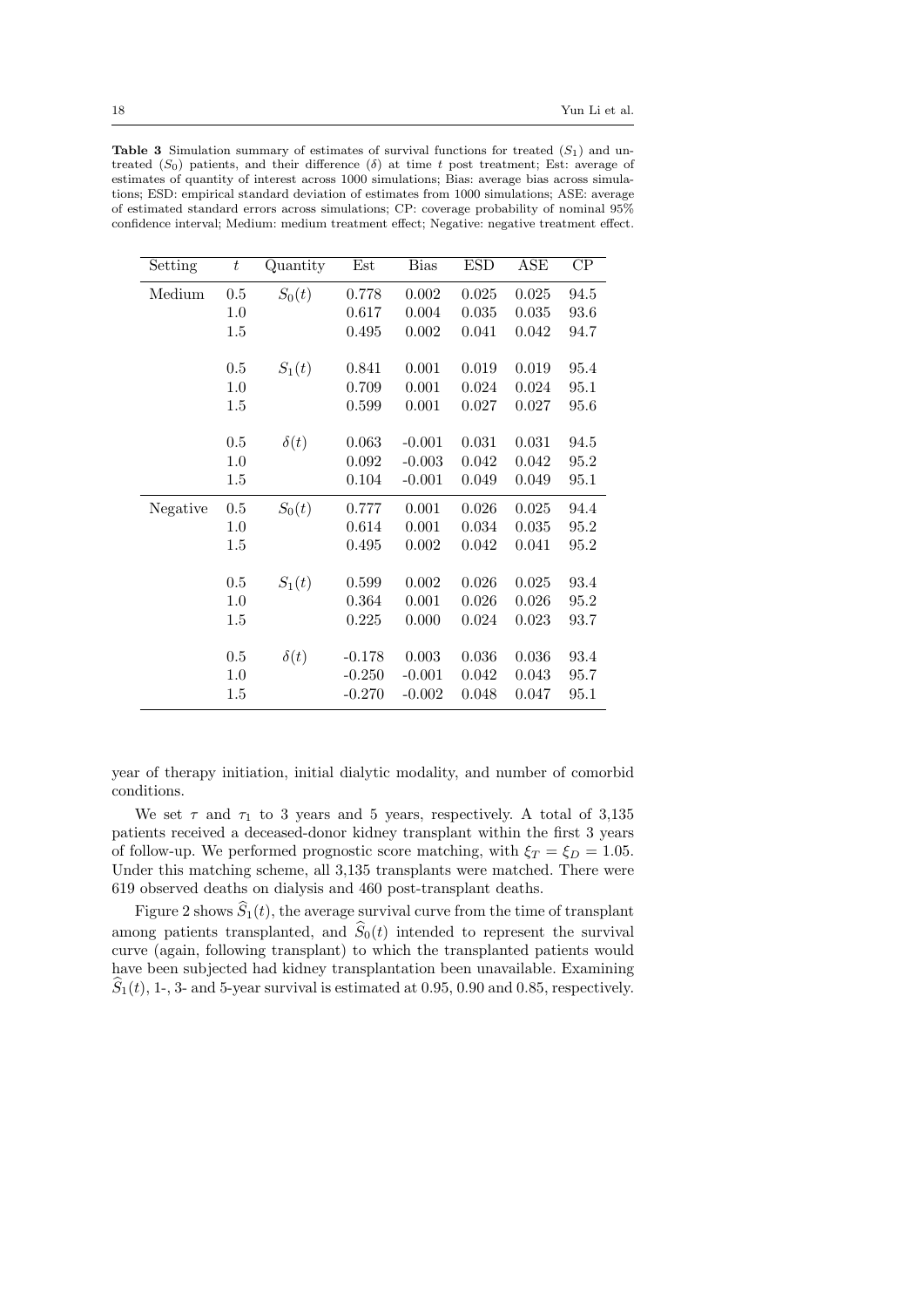**Table 3** Simulation summary of estimates of survival functions for treated ($S_1$) and untreated ($S_0$) patients, and their difference ($\delta$) at time $t$ post treatment; Est: average of estimates of quantity of interest across 1000 simulations; Bias: average bias across simulations; ESD: empirical standard deviation of estimates from 1000 simulations; ASE: average of estimated standard errors across simulations; CP: coverage probability of nominal 95% confidence interval; Medium: medium treatment effect; Negative: negative treatment effect.

| Setting | $t$ | Quantity | Est | Bias | ESD | ASE | CP |
|---|---|---|---|---|---|---|---|
| Medium | 0.5 | $S_0(t)$ | 0.778 | 0.002 | 0.025 | 0.025 | 94.5 |
| | 1.0 | | 0.617 | 0.004 | 0.035 | 0.035 | 93.6 |
| | 1.5 | | 0.495 | 0.002 | 0.041 | 0.042 | 94.7 |
| | 0.5 | $S_1(t)$ | 0.841 | 0.001 | 0.019 | 0.019 | 95.4 |
| | 1.0 | | 0.709 | 0.001 | 0.024 | 0.024 | 95.1 |
| | 1.5 | | 0.599 | 0.001 | 0.027 | 0.027 | 95.6 |
| | 0.5 | $\delta(t)$ | 0.063 | -0.001 | 0.031 | 0.031 | 94.5 |
| | 1.0 | | 0.092 | -0.003 | 0.042 | 0.042 | 95.2 |
| | 1.5 | | 0.104 | -0.001 | 0.049 | 0.049 | 95.1 |
| Negative | 0.5 | $S_0(t)$ | 0.777 | 0.001 | 0.026 | 0.025 | 94.4 |
| | 1.0 | | 0.614 | 0.001 | 0.034 | 0.035 | 95.2 |
| | 1.5 | | 0.495 | 0.002 | 0.042 | 0.041 | 95.2 |
| | 0.5 | $S_1(t)$ | 0.599 | 0.002 | 0.026 | 0.025 | 93.4 |
| | 1.0 | | 0.364 | 0.001 | 0.026 | 0.026 | 95.2 |
| | 1.5 | | 0.225 | 0.000 | 0.024 | 0.023 | 93.7 |
| | 0.5 | $\delta(t)$ | -0.178 | 0.003 | 0.036 | 0.036 | 93.4 |
| | 1.0 | | -0.250 | -0.001 | 0.042 | 0.043 | 95.7 |
| | 1.5 | | -0.270 | -0.002 | 0.048 | 0.047 | 95.1 |

year of therapy initiation, initial dialytic modality, and number of comorbid conditions.

We set $\tau$ and $\tau_1$ to 3 years and 5 years, respectively. A total of 3,135 patients received a deceased-donor kidney transplant within the first 3 years of follow-up. We performed prognostic score matching, with $\xi_T = \xi_D = 1.05$. Under this matching scheme, all 3,135 transplants were matched. There were 619 observed deaths on dialysis and 460 post-transplant deaths.

Figure 2 shows $\widehat{S}_1(t)$, the average survival curve from the time of transplant among patients transplanted, and $\widehat{S}_0(t)$ intended to represent the survival curve (again, following transplant) to which the transplanted patients would have been subjected had kidney transplantation been unavailable. Examining $\widehat{S}_1(t)$, 1-, 3- and 5-year survival is estimated at 0.95, 0.90 and 0.85, respectively.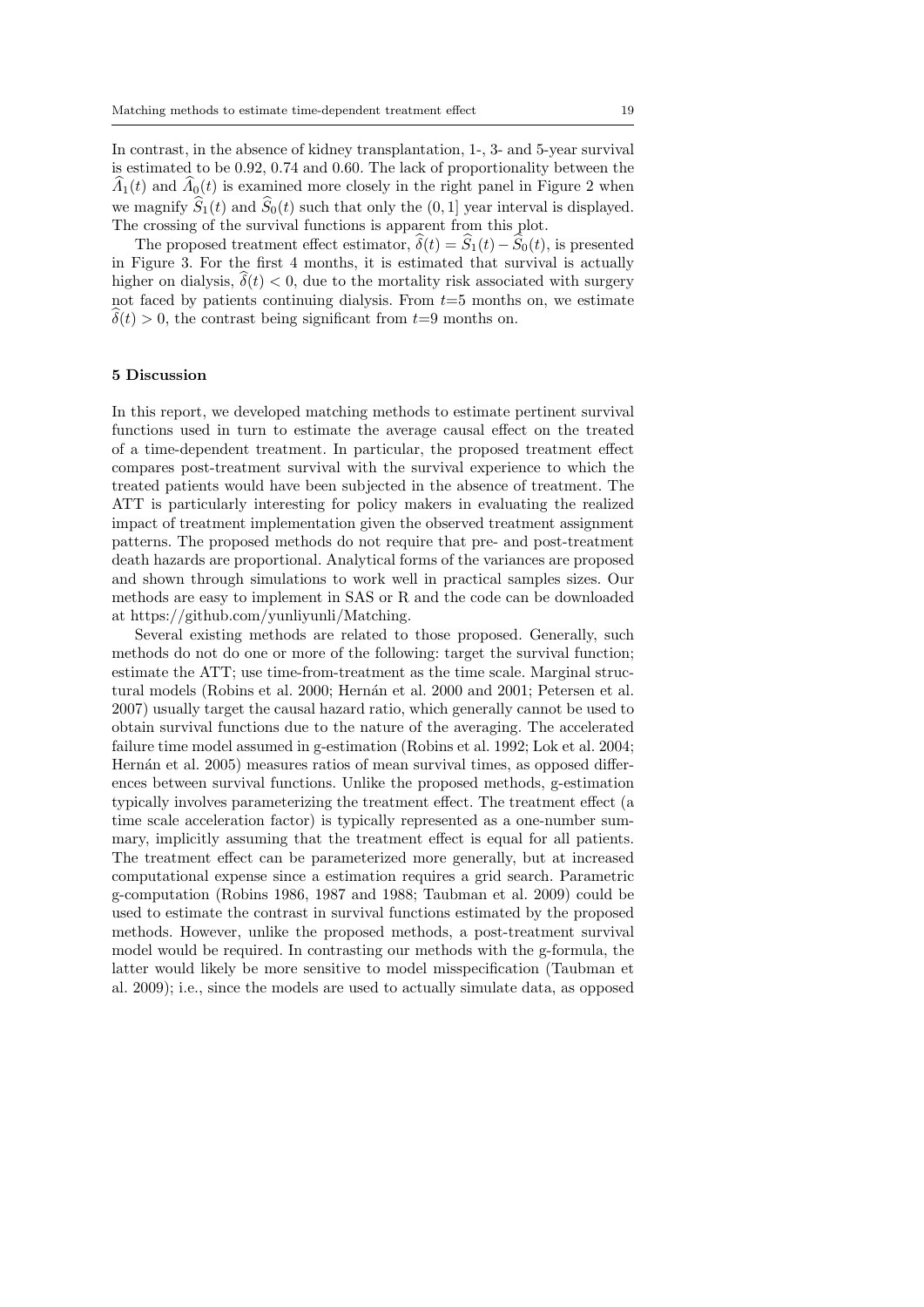In contrast, in the absence of kidney transplantation, 1-, 3- and 5-year survival is estimated to be 0.92, 0.74 and 0.60. The lack of proportionality between the $\widehat{\Lambda}_1(t)$ and $\widehat{\Lambda}_0(t)$ is examined more closely in the right panel in Figure 2 when we magnify $\widehat{S}_1(t)$ and $\widehat{S}_0(t)$ such that only the $(0, 1]$ year interval is displayed. The crossing of the survival functions is apparent from this plot.

The proposed treatment effect estimator, $\widehat{\delta}(t) = \widehat{S}_1(t) - \widehat{S}_0(t)$, is presented in Figure 3. For the first 4 months, it is estimated that survival is actually higher on dialysis, $\widehat{\delta}(t) < 0$, due to the mortality risk associated with surgery not faced by patients continuing dialysis. From $t$=5 months on, we estimate $\widehat{\delta}(t) > 0$, the contrast being significant from $t$=9 months on.

## 5 Discussion

In this report, we developed matching methods to estimate pertinent survival functions used in turn to estimate the average causal effect on the treated of a time-dependent treatment. In particular, the proposed treatment effect compares post-treatment survival with the survival experience to which the treated patients would have been subjected in the absence of treatment. The ATT is particularly interesting for policy makers in evaluating the realized impact of treatment implementation given the observed treatment assignment patterns. The proposed methods do not require that pre- and post-treatment death hazards are proportional. Analytical forms of the variances are proposed and shown through simulations to work well in practical samples sizes. Our methods are easy to implement in SAS or R and the code can be downloaded at https://github.com/yunliyunli/Matching.

Several existing methods are related to those proposed. Generally, such methods do not do one or more of the following: target the survival function; estimate the ATT; use time-from-treatment as the time scale. Marginal structural models (Robins et al. 2000; Hernán et al. 2000 and 2001; Petersen et al. 2007) usually target the causal hazard ratio, which generally cannot be used to obtain survival functions due to the nature of the averaging. The accelerated failure time model assumed in g-estimation (Robins et al. 1992; Lok et al. 2004; Hernán et al. 2005) measures ratios of mean survival times, as opposed differences between survival functions. Unlike the proposed methods, g-estimation typically involves parameterizing the treatment effect. The treatment effect (a time scale acceleration factor) is typically represented as a one-number summary, implicitly assuming that the treatment effect is equal for all patients. The treatment effect can be parameterized more generally, but at increased computational expense since a estimation requires a grid search. Parametric g-computation (Robins 1986, 1987 and 1988; Taubman et al. 2009) could be used to estimate the contrast in survival functions estimated by the proposed methods. However, unlike the proposed methods, a post-treatment survival model would be required. In contrasting our methods with the g-formula, the latter would likely be more sensitive to model misspecification (Taubman et al. 2009); i.e., since the models are used to actually simulate data, as opposed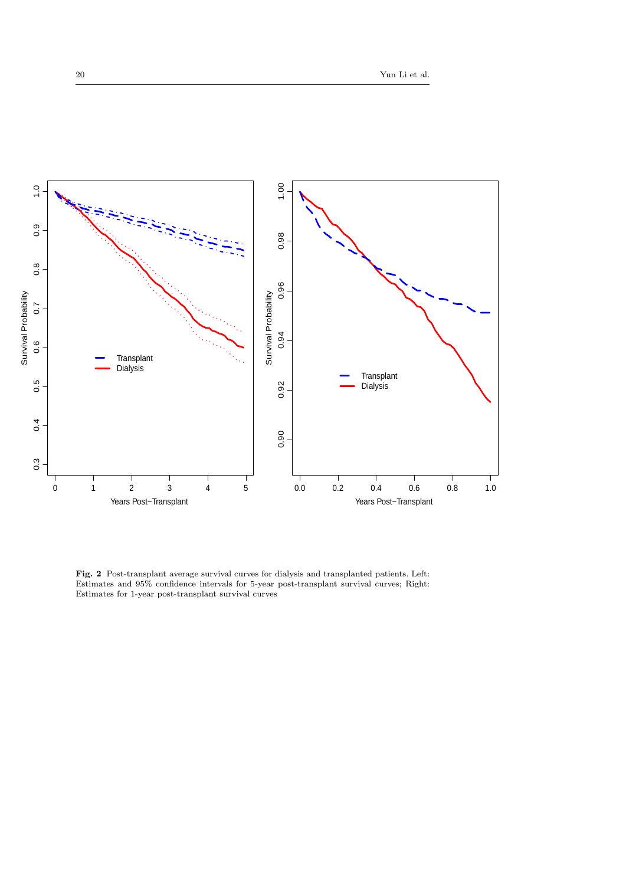**Fig. 2** Post-transplant average survival curves for dialysis and transplanted patients. Left: Estimates and 95% confidence intervals for 5-year post-transplant survival curves; Right: Estimates for 1-year post-transplant survival curves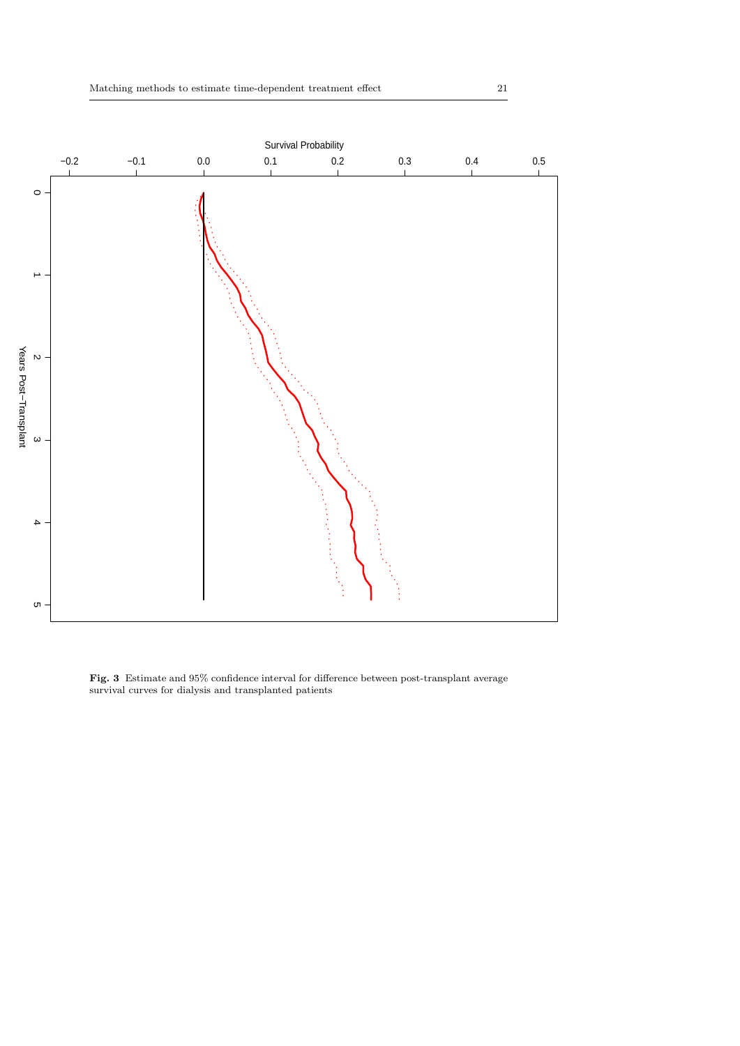**Fig. 3** Estimate and 95% confidence interval for difference between post-transplant average survival curves for dialysis and transplanted patients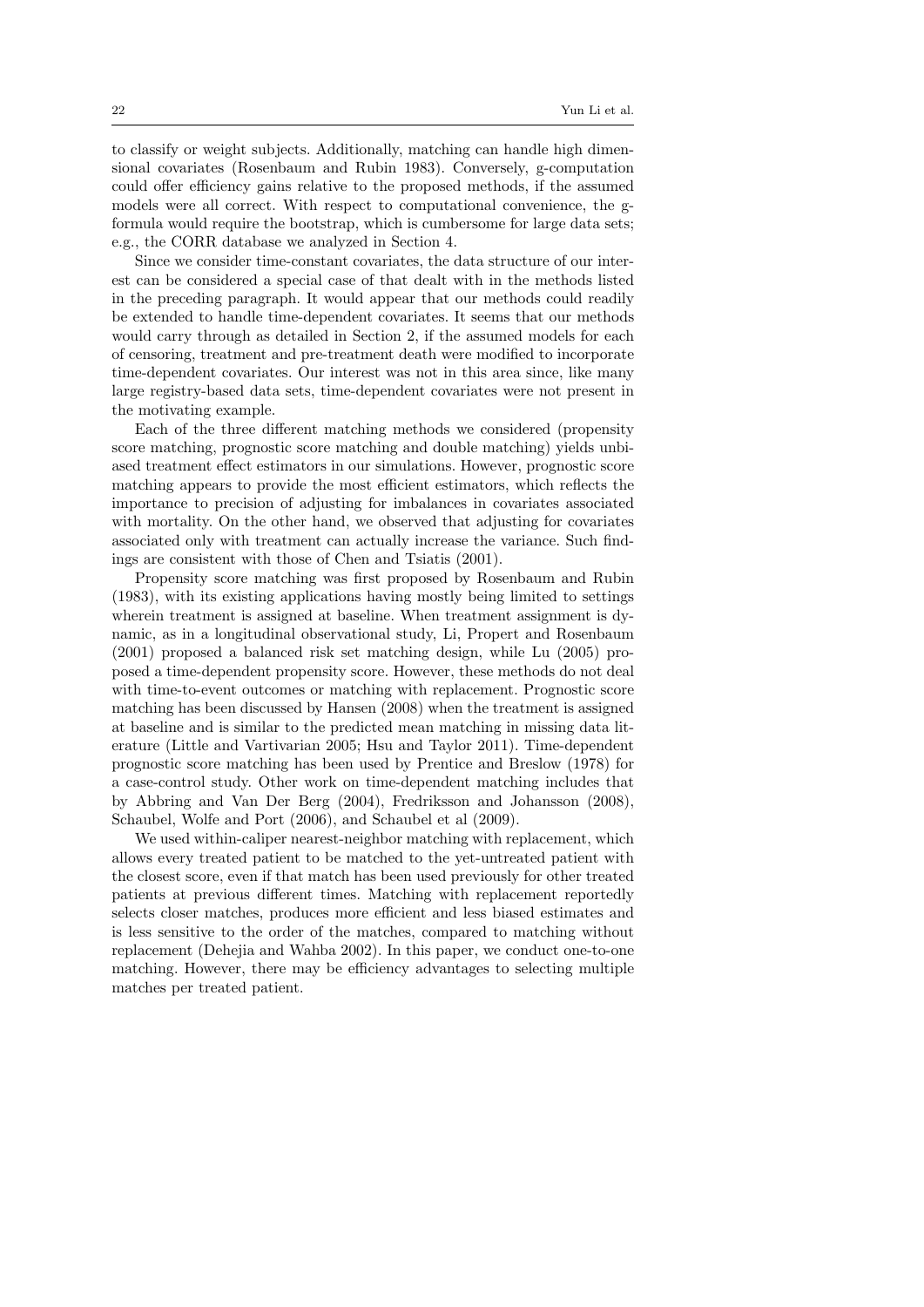to classify or weight subjects. Additionally, matching can handle high dimensional covariates (Rosenbaum and Rubin 1983). Conversely, g-computation could offer efficiency gains relative to the proposed methods, if the assumed models were all correct. With respect to computational convenience, the g-formula would require the bootstrap, which is cumbersome for large data sets; e.g., the CORR database we analyzed in Section 4.

Since we consider time-constant covariates, the data structure of our interest can be considered a special case of that dealt with in the methods listed in the preceding paragraph. It would appear that our methods could readily be extended to handle time-dependent covariates. It seems that our methods would carry through as detailed in Section 2, if the assumed models for each of censoring, treatment and pre-treatment death were modified to incorporate time-dependent covariates. Our interest was not in this area since, like many large registry-based data sets, time-dependent covariates were not present in the motivating example.

Each of the three different matching methods we considered (propensity score matching, prognostic score matching and double matching) yields unbiased treatment effect estimators in our simulations. However, prognostic score matching appears to provide the most efficient estimators, which reflects the importance to precision of adjusting for imbalances in covariates associated with mortality. On the other hand, we observed that adjusting for covariates associated only with treatment can actually increase the variance. Such findings are consistent with those of Chen and Tsiatis (2001).

Propensity score matching was first proposed by Rosenbaum and Rubin (1983), with its existing applications having mostly being limited to settings wherein treatment is assigned at baseline. When treatment assignment is dynamic, as in a longitudinal observational study, Li, Propert and Rosenbaum (2001) proposed a balanced risk set matching design, while Lu (2005) proposed a time-dependent propensity score. However, these methods do not deal with time-to-event outcomes or matching with replacement. Prognostic score matching has been discussed by Hansen (2008) when the treatment is assigned at baseline and is similar to the predicted mean matching in missing data literature (Little and Vartivarian 2005; Hsu and Taylor 2011). Time-dependent prognostic score matching has been used by Prentice and Breslow (1978) for a case-control study. Other work on time-dependent matching includes that by Abbring and Van Der Berg (2004), Fredriksson and Johansson (2008), Schaubel, Wolfe and Port (2006), and Schaubel et al (2009).

We used within-caliper nearest-neighbor matching with replacement, which allows every treated patient to be matched to the yet-untreated patient with the closest score, even if that match has been used previously for other treated patients at previous different times. Matching with replacement reportedly selects closer matches, produces more efficient and less biased estimates and is less sensitive to the order of the matches, compared to matching without replacement (Dehejia and Wahba 2002). In this paper, we conduct one-to-one matching. However, there may be efficiency advantages to selecting multiple matches per treated patient.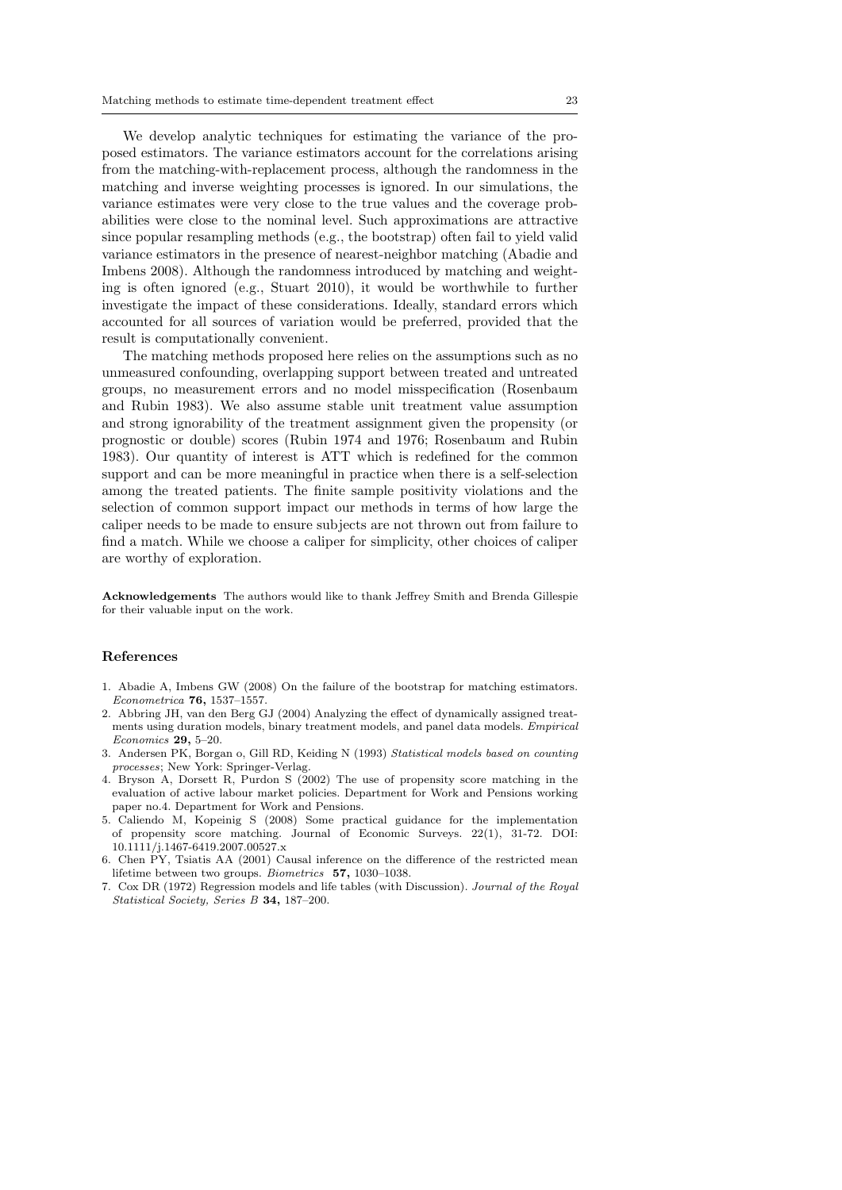We develop analytic techniques for estimating the variance of the proposed estimators. The variance estimators account for the correlations arising from the matching-with-replacement process, although the randomness in the matching and inverse weighting processes is ignored. In our simulations, the variance estimates were very close to the true values and the coverage probabilities were close to the nominal level. Such approximations are attractive since popular resampling methods (e.g., the bootstrap) often fail to yield valid variance estimators in the presence of nearest-neighbor matching (Abadie and Imbens 2008). Although the randomness introduced by matching and weighting is often ignored (e.g., Stuart 2010), it would be worthwhile to further investigate the impact of these considerations. Ideally, standard errors which accounted for all sources of variation would be preferred, provided that the result is computationally convenient.

The matching methods proposed here relies on the assumptions such as no unmeasured confounding, overlapping support between treated and untreated groups, no measurement errors and no model misspecification (Rosenbaum and Rubin 1983). We also assume stable unit treatment value assumption and strong ignorability of the treatment assignment given the propensity (or prognostic or double) scores (Rubin 1974 and 1976; Rosenbaum and Rubin 1983). Our quantity of interest is ATT which is redefined for the common support and can be more meaningful in practice when there is a self-selection among the treated patients. The finite sample positivity violations and the selection of common support impact our methods in terms of how large the caliper needs to be made to ensure subjects are not thrown out from failure to find a match. While we choose a caliper for simplicity, other choices of caliper are worthy of exploration.

**Acknowledgements** The authors would like to thank Jeffrey Smith and Brenda Gillespie for their valuable input on the work.

## References

1. Abadie A, Imbens GW (2008) On the failure of the bootstrap for matching estimators. *Econometrica* **76,** 1537–1557.
2. Abbring JH, van den Berg GJ (2004) Analyzing the effect of dynamically assigned treatments using duration models, binary treatment models, and panel data models. *Empirical Economics* **29,** 5–20.
3. Andersen PK, Borgan o, Gill RD, Keiding N (1993) *Statistical models based on counting processes*; New York: Springer-Verlag.
4. Bryson A, Dorsett R, Purdon S (2002) The use of propensity score matching in the evaluation of active labour market policies. Department for Work and Pensions working paper no.4. Department for Work and Pensions.
5. Caliendo M, Kopeinig S (2008) Some practical guidance for the implementation of propensity score matching. Journal of Economic Surveys. 22(1), 31-72. DOI: 10.1111/j.1467-6419.2007.00527.x
6. Chen PY, Tsiatis AA (2001) Causal inference on the difference of the restricted mean lifetime between two groups. *Biometrics* **57,** 1030–1038.
7. Cox DR (1972) Regression models and life tables (with Discussion). *Journal of the Royal Statistical Society, Series B* **34,** 187–200.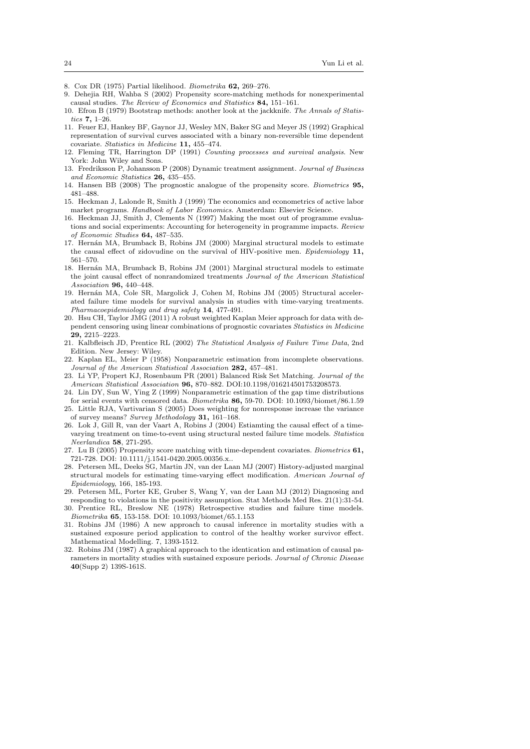8. Cox DR (1975) Partial likelihood. *Biometrika* **62,** 269–276.
9. Dehejia RH, Wahba S (2002) Propensity score-matching methods for nonexperimental causal studies. *The Review of Economics and Statistics* **84,** 151–161.
10. Efron B (1979) Bootstrap methods: another look at the jackknife. *The Annals of Statistics* **7,** 1–26.
11. Feuer EJ, Hankey BF, Gaynor JJ, Wesley MN, Baker SG and Meyer JS (1992) Graphical representation of survival curves associated with a binary non-reversible time dependent covariate. *Statistics in Medicine* **11,** 455–474.
12. Fleming TR, Harrington DP (1991) *Counting processes and survival analysis*. New York: John Wiley and Sons.
13. Fredriksson P, Johansson P (2008) Dynamic treatment assignment. *Journal of Business and Economic Statistics* **26,** 435–455.
14. Hansen BB (2008) The prognostic analogue of the propensity score. *Biometrics* **95,** 481–488.
15. Heckman J, Lalonde R, Smith J (1999) The economics and econometrics of active labor market programs. *Handbook of Labor Economics*. Amsterdam: Elsevier Science.
16. Heckman JJ, Smith J, Clements N (1997) Making the most out of programme evaluations and social experiments: Accounting for heterogeneity in programme impacts. *Review of Economic Studies* **64,** 487–535.
17. Hernán MA, Brumback B, Robins JM (2000) Marginal structural models to estimate the causal effect of zidovudine on the survival of HIV-positive men. *Epidemiology* **11,** 561–570.
18. Hernán MA, Brumback B, Robins JM (2001) Marginal structural models to estimate the joint causal effect of nonrandomized treatments *Journal of the American Statistical Association* **96,** 440–448.
19. Hernán MA, Cole SR, Margolick J, Cohen M, Robins JM (2005) Structural accelerated failure time models for survival analysis in studies with time-varying treatments. *Pharmacoepidemiology and drug safety* **14**, 477-491.
20. Hsu CH, Taylor JMG (2011) A robust weighted Kaplan Meier approach for data with dependent censoring using linear combinations of prognostic covariates *Statistics in Medicine* **29,** 2215–2223.
21. Kalbfleisch JD, Prentice RL (2002) *The Statistical Analysis of Failure Time Data*, 2nd Edition. New Jersey: Wiley.
22. Kaplan EL, Meier P (1958) Nonparametric estimation from incomplete observations. *Journal of the American Statistical Association* **282,** 457–481.
23. Li YP, Propert KJ, Rosenbaum PR (2001) Balanced Risk Set Matching. *Journal of the American Statistical Association* **96,** 870–882. DOI:10.1198/016214501753208573.
24. Lin DY, Sun W, Ying Z (1999) Nonparametric estimation of the gap time distributions for serial events with censored data. *Biometrika* **86,** 59-70. DOI: 10.1093/biomet/86.1.59
25. Little RJA, Vartivarian S (2005) Does weighting for nonresponse increase the variance of survey means? *Survey Methodology* **31,** 161–168.
26. Lok J, Gill R, van der Vaart A, Robins J (2004) Estiamting the causal effect of a time-varying treatment on time-to-event using structural nested failure time models. *Statistica Neerlandica* **58**, 271-295.
27. Lu B (2005) Propensity score matching with time-dependent covariates. *Biometrics* **61,** 721-728. DOI: 10.1111/j.1541-0420.2005.00356.x..
28. Petersen ML, Deeks SG, Martin JN, van der Laan MJ (2007) History-adjusted marginal structural models for estimating time-varying effect modification. *American Journal of Epidemiology*, 166, 185-193.
29. Petersen ML, Porter KE, Gruber S, Wang Y, van der Laan MJ (2012) Diagnosing and responding to violations in the positivity assumption. Stat Methods Med Res. 21(1):31-54.
30. Prentice RL, Breslow NE (1978) Retrospective studies and failure time models. *Biometrika* **65**, 153-158. DOI: 10.1093/biomet/65.1.153
31. Robins JM (1986) A new approach to causal inference in mortality studies with a sustained exposure period application to control of the healthy worker survivor effect. Mathematical Modelling. 7, 1393-1512.
32. Robins JM (1987) A graphical approach to the identication and estimation of causal parameters in mortality studies with sustained exposure periods. *Journal of Chronic Disease* **40**(Supp 2) 139S-161S.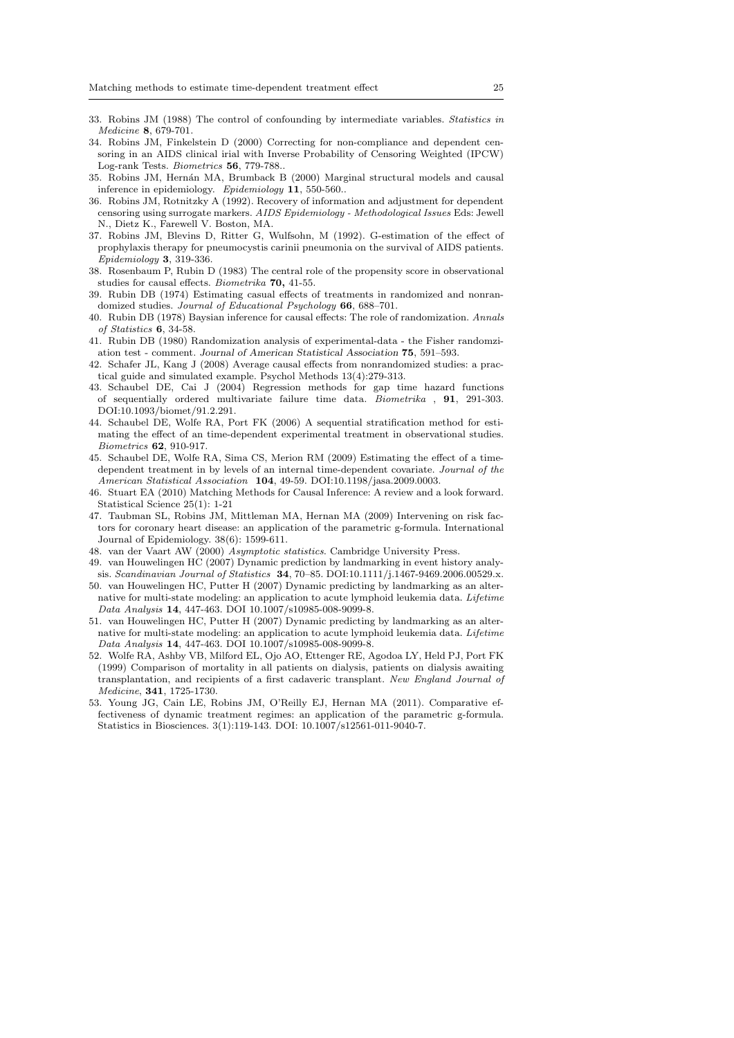33. Robins JM (1988) The control of confounding by intermediate variables. *Statistics in Medicine* **8**, 679-701.
34. Robins JM, Finkelstein D (2000) Correcting for non-compliance and dependent censoring in an AIDS clinical irial with Inverse Probability of Censoring Weighted (IPCW) Log-rank Tests. *Biometrics* **56**, 779-788..
35. Robins JM, Hernán MA, Brumback B (2000) Marginal structural models and causal inference in epidemiology. *Epidemiology* **11**, 550-560..
36. Robins JM, Rotnitzky A (1992). Recovery of information and adjustment for dependent censoring using surrogate markers. *AIDS Epidemiology - Methodological Issues* Eds: Jewell N., Dietz K., Farewell V. Boston, MA.
37. Robins JM, Blevins D, Ritter G, Wulfsohn, M (1992). G-estimation of the effect of prophylaxis therapy for pneumocystis carinii pneumonia on the survival of AIDS patients. *Epidemiology* **3**, 319-336.
38. Rosenbaum P, Rubin D (1983) The central role of the propensity score in observational studies for causal effects. *Biometrika* **70,** 41-55.
39. Rubin DB (1974) Estimating casual effects of treatments in randomized and nonrandomized studies. *Journal of Educational Psychology* **66**, 688–701.
40. Rubin DB (1978) Baysian inference for causal effects: The role of randomization. *Annals of Statistics* **6**, 34-58.
41. Rubin DB (1980) Randomization analysis of experimental-data - the Fisher randomziation test - comment. *Journal of American Statistical Association* **75**, 591–593.
42. Schafer JL, Kang J (2008) Average causal effects from nonrandomized studies: a practical guide and simulated example. Psychol Methods 13(4):279-313.
43. Schaubel DE, Cai J (2004) Regression methods for gap time hazard functions of sequentially ordered multivariate failure time data. *Biometrika* , **91**, 291-303. DOI:10.1093/biomet/91.2.291.
44. Schaubel DE, Wolfe RA, Port FK (2006) A sequential stratification method for estimating the effect of an time-dependent experimental treatment in observational studies. *Biometrics* **62**, 910-917.
45. Schaubel DE, Wolfe RA, Sima CS, Merion RM (2009) Estimating the effect of a time-dependent treatment in by levels of an internal time-dependent covariate. *Journal of the American Statistical Association* **104**, 49-59. DOI:10.1198/jasa.2009.0003.
46. Stuart EA (2010) Matching Methods for Causal Inference: A review and a look forward. Statistical Science 25(1): 1-21
47. Taubman SL, Robins JM, Mittleman MA, Hernan MA (2009) Intervening on risk factors for coronary heart disease: an application of the parametric g-formula. International Journal of Epidemiology. 38(6): 1599-611.
48. van der Vaart AW (2000) *Asymptotic statistics*. Cambridge University Press.
49. van Houwelingen HC (2007) Dynamic prediction by landmarking in event history analysis. *Scandinavian Journal of Statistics* **34**, 70–85. DOI:10.1111/j.1467-9469.2006.00529.x.
50. van Houwelingen HC, Putter H (2007) Dynamic predicting by landmarking as an alternative for multi-state modeling: an application to acute lymphoid leukemia data. *Lifetime Data Analysis* **14**, 447-463. DOI 10.1007/s10985-008-9099-8.
51. van Houwelingen HC, Putter H (2007) Dynamic predicting by landmarking as an alternative for multi-state modeling: an application to acute lymphoid leukemia data. *Lifetime Data Analysis* **14**, 447-463. DOI 10.1007/s10985-008-9099-8.
52. Wolfe RA, Ashby VB, Milford EL, Ojo AO, Ettenger RE, Agodoa LY, Held PJ, Port FK (1999) Comparison of mortality in all patients on dialysis, patients on dialysis awaiting transplantation, and recipients of a first cadaveric transplant. *New England Journal of Medicine*, **341**, 1725-1730.
53. Young JG, Cain LE, Robins JM, O'Reilly EJ, Hernan MA (2011). Comparative effectiveness of dynamic treatment regimes: an application of the parametric g-formula. Statistics in Biosciences. 3(1):119-143. DOI: 10.1007/s12561-011-9040-7.